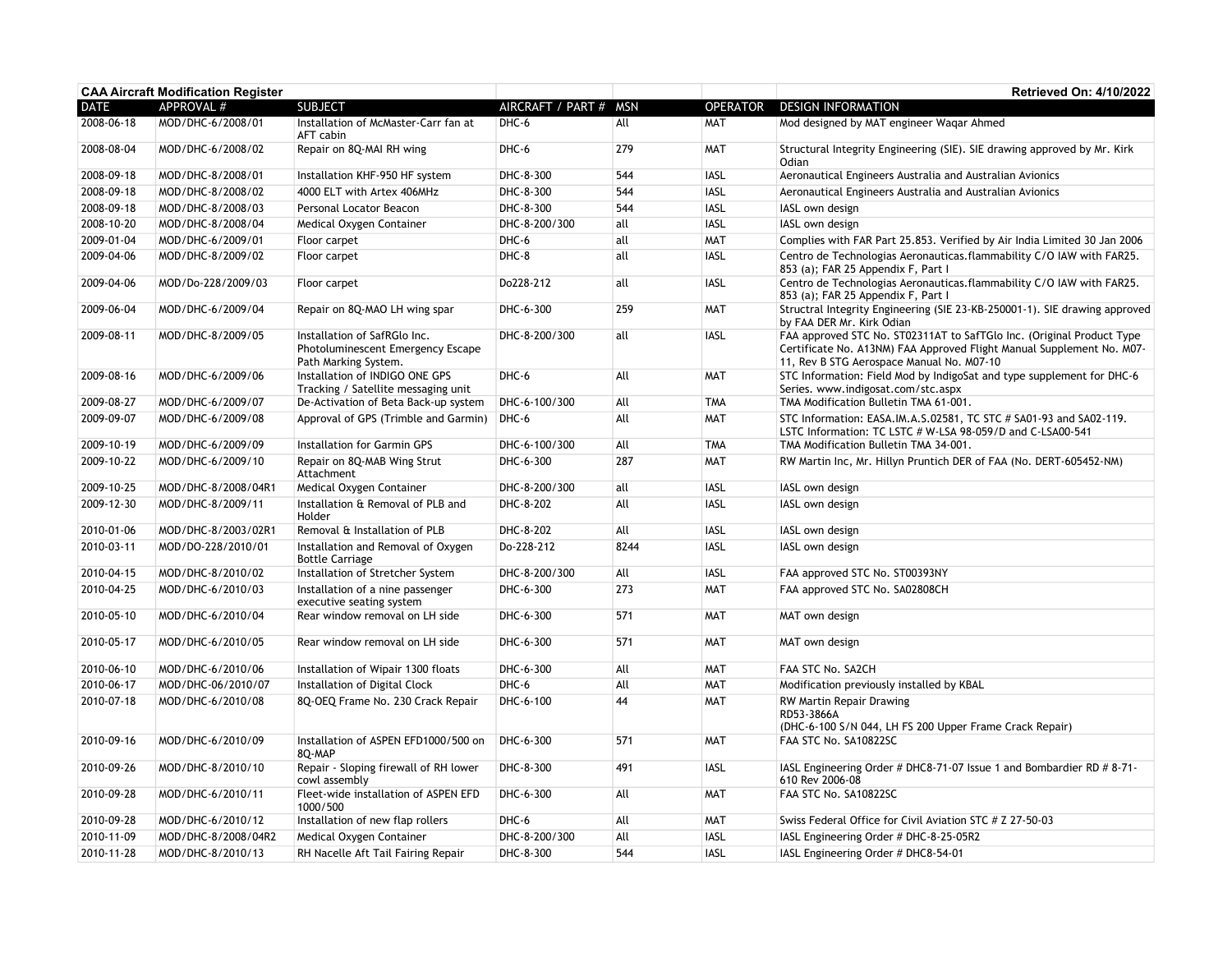| CAA Aircraft Modification Register | | | | | | Retrieved On: 4/10/2022 |
|---|---|---|---|---|---|---|
| DATE | APPROVAL # | SUBJECT | AIRCRAFT / PART # | MSN | OPERATOR | DESIGN INFORMATION |
| 2008-06-18 | MOD/DHC-6/2008/01 | Installation of McMaster-Carr fan at AFT cabin | DHC-6 | All | MAT | Mod designed by MAT engineer Waqar Ahmed |
| 2008-08-04 | MOD/DHC-6/2008/02 | Repair on 8Q-MAI RH wing | DHC-6 | 279 | MAT | Structural Integrity Engineering (SIE). SIE drawing approved by Mr. Kirk Odian |
| 2008-09-18 | MOD/DHC-8/2008/01 | Installation KHF-950 HF system | DHC-8-300 | 544 | IASL | Aeronautical Engineers Australia and Australian Avionics |
| 2008-09-18 | MOD/DHC-8/2008/02 | 4000 ELT with Artex 406MHz | DHC-8-300 | 544 | IASL | Aeronautical Engineers Australia and Australian Avionics |
| 2008-09-18 | MOD/DHC-8/2008/03 | Personal Locator Beacon | DHC-8-300 | 544 | IASL | IASL own design |
| 2008-10-20 | MOD/DHC-8/2008/04 | Medical Oxygen Container | DHC-8-200/300 | all | IASL | IASL own design |
| 2009-01-04 | MOD/DHC-6/2009/01 | Floor carpet | DHC-6 | all | MAT | Complies with FAR Part 25.853. Verified by Air India Limited 30 Jan 2006 |
| 2009-04-06 | MOD/DHC-8/2009/02 | Floor carpet | DHC-8 | all | IASL | Centro de Technologias Aeronauticas.flammability C/O IAW with FAR25. 853 (a); FAR 25 Appendix F, Part I |
| 2009-04-06 | MOD/Do-228/2009/03 | Floor carpet | Do228-212 | all | IASL | Centro de Technologias Aeronauticas.flammability C/O IAW with FAR25. 853 (a); FAR 25 Appendix F, Part I |
| 2009-06-04 | MOD/DHC-6/2009/04 | Repair on 8Q-MAO LH wing spar | DHC-6-300 | 259 | MAT | Structral Integrity Engineering (SIE 23-KB-250001-1). SIE drawing approved by FAA DER Mr. Kirk Odian |
| 2009-08-11 | MOD/DHC-8/2009/05 | Installation of SafRGlo Inc. Photoluminescent Emergency Escape Path Marking System. | DHC-8-200/300 | all | IASL | FAA approved STC No. ST02311AT to SafTGlo Inc. (Original Product Type Certificate No. A13NM) FAA Approved Flight Manual Supplement No. M07-11, Rev B STG Aerospace Manual No. M07-10 |
| 2009-08-16 | MOD/DHC-6/2009/06 | Installation of INDIGO ONE GPS Tracking / Satellite messaging unit | DHC-6 | All | MAT | STC Information: Field Mod by IndigoSat and type supplement for DHC-6 Series. www.indigosat.com/stc.aspx |
| 2009-08-27 | MOD/DHC-6/2009/07 | De-Activation of Beta Back-up system | DHC-6-100/300 | All | TMA | TMA Modification Bulletin TMA 61-001. |
| 2009-09-07 | MOD/DHC-6/2009/08 | Approval of GPS (Trimble and Garmin) | DHC-6 | All | MAT | STC Information: EASA.IM.A.S.02581, TC STC # SA01-93 and SA02-119. LSTC Information: TC LSTC # W-LSA 98-059/D and C-LSA00-541 |
| 2009-10-19 | MOD/DHC-6/2009/09 | Installation for Garmin GPS | DHC-6-100/300 | All | TMA | TMA Modification Bulletin TMA 34-001. |
| 2009-10-22 | MOD/DHC-6/2009/10 | Repair on 8Q-MAB Wing Strut Attachment | DHC-6-300 | 287 | MAT | RW Martin Inc, Mr. Hillyn Pruntich DER of FAA (No. DERT-605452-NM) |
| 2009-10-25 | MOD/DHC-8/2008/04R1 | Medical Oxygen Container | DHC-8-200/300 | all | IASL | IASL own design |
| 2009-12-30 | MOD/DHC-8/2009/11 | Installation & Removal of PLB and Holder | DHC-8-202 | All | IASL | IASL own design |
| 2010-01-06 | MOD/DHC-8/2003/02R1 | Removal & Installation of PLB | DHC-8-202 | All | IASL | IASL own design |
| 2010-03-11 | MOD/DO-228/2010/01 | Installation and Removal of Oxygen Bottle Carriage | Do-228-212 | 8244 | IASL | IASL own design |
| 2010-04-15 | MOD/DHC-8/2010/02 | Installation of Stretcher System | DHC-8-200/300 | All | IASL | FAA approved STC No. ST00393NY |
| 2010-04-25 | MOD/DHC-6/2010/03 | Installation of a nine passenger executive seating system | DHC-6-300 | 273 | MAT | FAA approved STC No. SA02808CH |
| 2010-05-10 | MOD/DHC-6/2010/04 | Rear window removal on LH side | DHC-6-300 | 571 | MAT | MAT own design |
| 2010-05-17 | MOD/DHC-6/2010/05 | Rear window removal on LH side | DHC-6-300 | 571 | MAT | MAT own design |
| 2010-06-10 | MOD/DHC-6/2010/06 | Installation of Wipair 1300 floats | DHC-6-300 | All | MAT | FAA STC No. SA2CH |
| 2010-06-17 | MOD/DHC-06/2010/07 | Installation of Digital Clock | DHC-6 | All | MAT | Modification previously installed by KBAL |
| 2010-07-18 | MOD/DHC-6/2010/08 | 8Q-OEQ Frame No. 230 Crack Repair | DHC-6-100 | 44 | MAT | RW Martin Repair Drawing RD53-3866A (DHC-6-100 S/N 044, LH FS 200 Upper Frame Crack Repair) |
| 2010-09-16 | MOD/DHC-6/2010/09 | Installation of ASPEN EFD1000/500 on 8Q-MAP | DHC-6-300 | 571 | MAT | FAA STC No. SA10822SC |
| 2010-09-26 | MOD/DHC-8/2010/10 | Repair - Sloping firewall of RH lower cowl assembly | DHC-8-300 | 491 | IASL | IASL Engineering Order # DHC8-71-07 Issue 1 and Bombardier RD # 8-71-610 Rev 2006-08 |
| 2010-09-28 | MOD/DHC-6/2010/11 | Fleet-wide installation of ASPEN EFD 1000/500 | DHC-6-300 | All | MAT | FAA STC No. SA10822SC |
| 2010-09-28 | MOD/DHC-6/2010/12 | Installation of new flap rollers | DHC-6 | All | MAT | Swiss Federal Office for Civil Aviation STC # Z 27-50-03 |
| 2010-11-09 | MOD/DHC-8/2008/04R2 | Medical Oxygen Container | DHC-8-200/300 | All | IASL | IASL Engineering Order # DHC-8-25-05R2 |
| 2010-11-28 | MOD/DHC-8/2010/13 | RH Nacelle Aft Tail Fairing Repair | DHC-8-300 | 544 | IASL | IASL Engineering Order # DHC8-54-01 |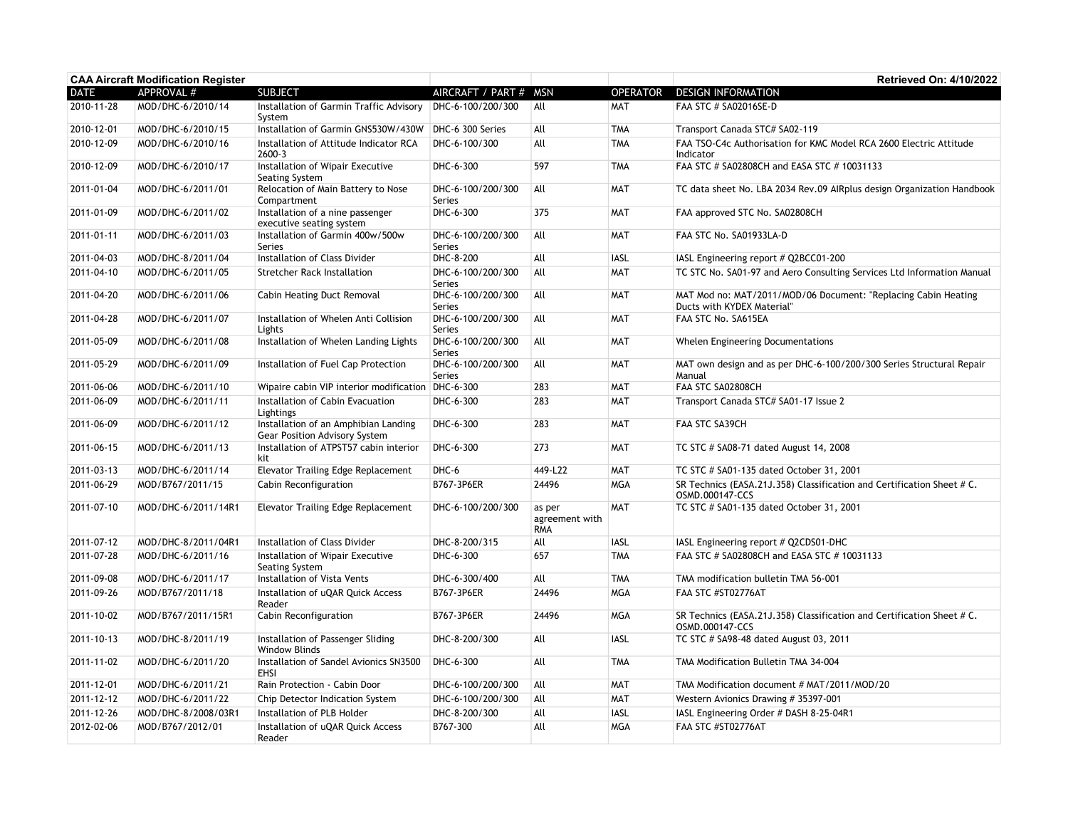| CAA Aircraft Modification Register | | | | | | Retrieved On: 4/10/2022 |
|---|---|---|---|---|---|---|
| DATE | APPROVAL # | SUBJECT | AIRCRAFT / PART # | MSN | OPERATOR | DESIGN INFORMATION |
| 2010-11-28 | MOD/DHC-6/2010/14 | Installation of Garmin Traffic Advisory System | DHC-6-100/200/300 | All | MAT | FAA STC # SA02016SE-D |
| 2010-12-01 | MOD/DHC-6/2010/15 | Installation of Garmin GNS530W/430W | DHC-6 300 Series | All | TMA | Transport Canada STC# SA02-119 |
| 2010-12-09 | MOD/DHC-6/2010/16 | Installation of Attitude Indicator RCA 2600-3 | DHC-6-100/300 | All | TMA | FAA TSO-C4c Authorisation for KMC Model RCA 2600 Electric Attitude Indicator |
| 2010-12-09 | MOD/DHC-6/2010/17 | Installation of Wipair Executive Seating System | DHC-6-300 | 597 | TMA | FAA STC # SA02808CH and EASA STC # 10031133 |
| 2011-01-04 | MOD/DHC-6/2011/01 | Relocation of Main Battery to Nose Compartment | DHC-6-100/200/300 Series | All | MAT | TC data sheet No. LBA 2034 Rev.09 AIRplus design Organization Handbook |
| 2011-01-09 | MOD/DHC-6/2011/02 | Installation of a nine passenger executive seating system | DHC-6-300 | 375 | MAT | FAA approved STC No. SA02808CH |
| 2011-01-11 | MOD/DHC-6/2011/03 | Installation of Garmin 400w/500w Series | DHC-6-100/200/300 Series | All | MAT | FAA STC No. SA01933LA-D |
| 2011-04-03 | MOD/DHC-8/2011/04 | Installation of Class Divider | DHC-8-200 | All | IASL | IASL Engineering report # Q2BCC01-200 |
| 2011-04-10 | MOD/DHC-6/2011/05 | Stretcher Rack Installation | DHC-6-100/200/300 Series | All | MAT | TC STC No. SA01-97 and Aero Consulting Services Ltd Information Manual |
| 2011-04-20 | MOD/DHC-6/2011/06 | Cabin Heating Duct Removal | DHC-6-100/200/300 Series | All | MAT | MAT Mod no: MAT/2011/MOD/06 Document: "Replacing Cabin Heating Ducts with KYDEX Material" |
| 2011-04-28 | MOD/DHC-6/2011/07 | Installation of Whelen Anti Collision Lights | DHC-6-100/200/300 Series | All | MAT | FAA STC No. SA615EA |
| 2011-05-09 | MOD/DHC-6/2011/08 | Installation of Whelen Landing Lights | DHC-6-100/200/300 Series | All | MAT | Whelen Engineering Documentations |
| 2011-05-29 | MOD/DHC-6/2011/09 | Installation of Fuel Cap Protection | DHC-6-100/200/300 Series | All | MAT | MAT own design and as per DHC-6-100/200/300 Series Structural Repair Manual |
| 2011-06-06 | MOD/DHC-6/2011/10 | Wipaire cabin VIP interior modification | DHC-6-300 | 283 | MAT | FAA STC SA02808CH |
| 2011-06-09 | MOD/DHC-6/2011/11 | Installation of Cabin Evacuation Lightings | DHC-6-300 | 283 | MAT | Transport Canada STC# SA01-17 Issue 2 |
| 2011-06-09 | MOD/DHC-6/2011/12 | Installation of an Amphibian Landing Gear Position Advisory System | DHC-6-300 | 283 | MAT | FAA STC SA39CH |
| 2011-06-15 | MOD/DHC-6/2011/13 | Installation of ATPST57 cabin interior kit | DHC-6-300 | 273 | MAT | TC STC # SA08-71 dated August 14, 2008 |
| 2011-03-13 | MOD/DHC-6/2011/14 | Elevator Trailing Edge Replacement | DHC-6 | 449-L22 | MAT | TC STC # SA01-135 dated October 31, 2001 |
| 2011-06-29 | MOD/B767/2011/15 | Cabin Reconfiguration | B767-3P6ER | 24496 | MGA | SR Technics (EASA.21J.358) Classification and Certification Sheet # C. OSMD.000147-CCS |
| 2011-07-10 | MOD/DHC-6/2011/14R1 | Elevator Trailing Edge Replacement | DHC-6-100/200/300 | as per agreement with RMA | MAT | TC STC # SA01-135 dated October 31, 2001 |
| 2011-07-12 | MOD/DHC-8/2011/04R1 | Installation of Class Divider | DHC-8-200/315 | All | IASL | IASL Engineering report # Q2CDS01-DHC |
| 2011-07-28 | MOD/DHC-6/2011/16 | Installation of Wipair Executive Seating System | DHC-6-300 | 657 | TMA | FAA STC # SA02808CH and EASA STC # 10031133 |
| 2011-09-08 | MOD/DHC-6/2011/17 | Installation of Vista Vents | DHC-6-300/400 | All | TMA | TMA modification bulletin TMA 56-001 |
| 2011-09-26 | MOD/B767/2011/18 | Installation of uQAR Quick Access Reader | B767-3P6ER | 24496 | MGA | FAA STC #ST02776AT |
| 2011-10-02 | MOD/B767/2011/15R1 | Cabin Reconfiguration | B767-3P6ER | 24496 | MGA | SR Technics (EASA.21J.358) Classification and Certification Sheet # C. OSMD.000147-CCS |
| 2011-10-13 | MOD/DHC-8/2011/19 | Installation of Passenger Sliding Window Blinds | DHC-8-200/300 | All | IASL | TC STC # SA98-48 dated August 03, 2011 |
| 2011-11-02 | MOD/DHC-6/2011/20 | Installation of Sandel Avionics SN3500 EHSI | DHC-6-300 | All | TMA | TMA Modification Bulletin TMA 34-004 |
| 2011-12-01 | MOD/DHC-6/2011/21 | Rain Protection - Cabin Door | DHC-6-100/200/300 | All | MAT | TMA Modification document # MAT/2011/MOD/20 |
| 2011-12-12 | MOD/DHC-6/2011/22 | Chip Detector Indication System | DHC-6-100/200/300 | All | MAT | Western Avionics Drawing # 35397-001 |
| 2011-12-26 | MOD/DHC-8/2008/03R1 | Installation of PLB Holder | DHC-8-200/300 | All | IASL | IASL Engineering Order # DASH 8-25-04R1 |
| 2012-02-06 | MOD/B767/2012/01 | Installation of uQAR Quick Access Reader | B767-300 | All | MGA | FAA STC #ST02776AT |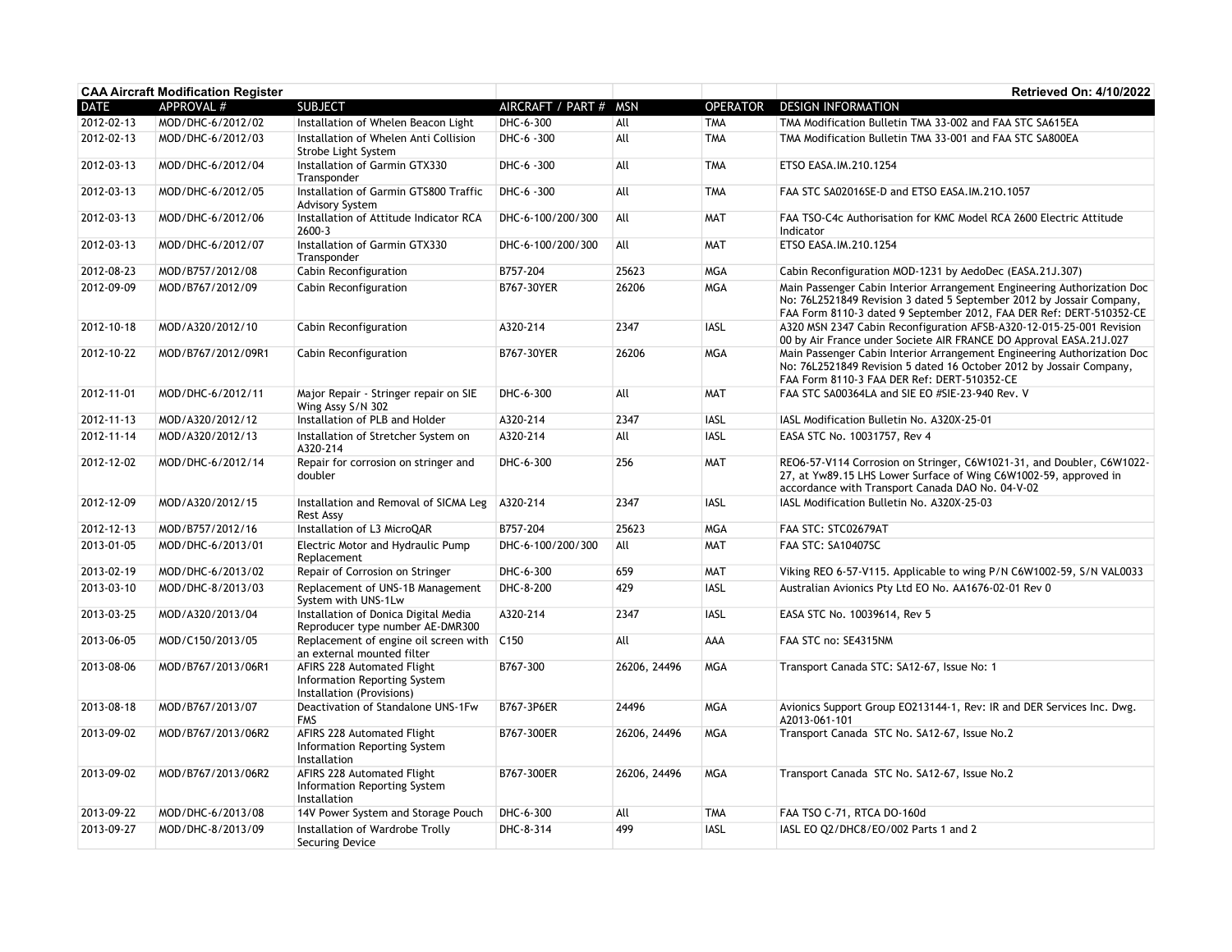| CAA Aircraft Modification Register | | | | | | Retrieved On: 4/10/2022 |
|---|---|---|---|---|---|---|
| DATE | APPROVAL # | SUBJECT | AIRCRAFT / PART # | MSN | OPERATOR | DESIGN INFORMATION |
| 2012-02-13 | MOD/DHC-6/2012/02 | Installation of Whelen Beacon Light | DHC-6-300 | All | TMA | TMA Modification Bulletin TMA 33-002 and FAA STC SA615EA |
| 2012-02-13 | MOD/DHC-6/2012/03 | Installation of Whelen Anti Collision Strobe Light System | DHC-6 -300 | All | TMA | TMA Modification Bulletin TMA 33-001 and FAA STC SA800EA |
| 2012-03-13 | MOD/DHC-6/2012/04 | Installation of Garmin GTX330 Transponder | DHC-6 -300 | All | TMA | ETSO EASA.IM.210.1254 |
| 2012-03-13 | MOD/DHC-6/2012/05 | Installation of Garmin GTS800 Traffic Advisory System | DHC-6 -300 | All | TMA | FAA STC SA02016SE-D and ETSO EASA.IM.21O.1057 |
| 2012-03-13 | MOD/DHC-6/2012/06 | Installation of Attitude Indicator RCA 2600-3 | DHC-6-100/200/300 | All | MAT | FAA TSO-C4c Authorisation for KMC Model RCA 2600 Electric Attitude Indicator |
| 2012-03-13 | MOD/DHC-6/2012/07 | Installation of Garmin GTX330 Transponder | DHC-6-100/200/300 | All | MAT | ETSO EASA.IM.210.1254 |
| 2012-08-23 | MOD/B757/2012/08 | Cabin Reconfiguration | B757-204 | 25623 | MGA | Cabin Reconfiguration MOD-1231 by AedoDec (EASA.21J.307) |
| 2012-09-09 | MOD/B767/2012/09 | Cabin Reconfiguration | B767-30YER | 26206 | MGA | Main Passenger Cabin Interior Arrangement Engineering Authorization Doc No: 76L2521849 Revision 3 dated 5 September 2012 by Jossair Company, FAA Form 8110-3 dated 9 September 2012, FAA DER Ref: DERT-510352-CE |
| 2012-10-18 | MOD/A320/2012/10 | Cabin Reconfiguration | A320-214 | 2347 | IASL | A320 MSN 2347 Cabin Reconfiguration AFSB-A320-12-015-25-001 Revision 00 by Air France under Societe AIR FRANCE DO Approval EASA.21J.027 |
| 2012-10-22 | MOD/B767/2012/09R1 | Cabin Reconfiguration | B767-30YER | 26206 | MGA | Main Passenger Cabin Interior Arrangement Engineering Authorization Doc No: 76L2521849 Revision 5 dated 16 October 2012 by Jossair Company, FAA Form 8110-3 FAA DER Ref: DERT-510352-CE |
| 2012-11-01 | MOD/DHC-6/2012/11 | Major Repair - Stringer repair on SIE Wing Assy S/N 302 | DHC-6-300 | All | MAT | FAA STC SA00364LA and SIE EO #SIE-23-940 Rev. V |
| 2012-11-13 | MOD/A320/2012/12 | Installation of PLB and Holder | A320-214 | 2347 | IASL | IASL Modification Bulletin No. A320X-25-01 |
| 2012-11-14 | MOD/A320/2012/13 | Installation of Stretcher System on A320-214 | A320-214 | All | IASL | EASA STC No. 10031757, Rev 4 |
| 2012-12-02 | MOD/DHC-6/2012/14 | Repair for corrosion on stringer and doubler | DHC-6-300 | 256 | MAT | REO6-57-V114 Corrosion on Stringer, C6W1021-31, and Doubler, C6W1022-27, at Yw89.15 LHS Lower Surface of Wing C6W1002-59, approved in accordance with Transport Canada DAO No. 04-V-02 |
| 2012-12-09 | MOD/A320/2012/15 | Installation and Removal of SICMA Leg Rest Assy | A320-214 | 2347 | IASL | IASL Modification Bulletin No. A320X-25-03 |
| 2012-12-13 | MOD/B757/2012/16 | Installation of L3 MicroQAR | B757-204 | 25623 | MGA | FAA STC: STC02679AT |
| 2013-01-05 | MOD/DHC-6/2013/01 | Electric Motor and Hydraulic Pump Replacement | DHC-6-100/200/300 | All | MAT | FAA STC: SA10407SC |
| 2013-02-19 | MOD/DHC-6/2013/02 | Repair of Corrosion on Stringer | DHC-6-300 | 659 | MAT | Viking REO 6-57-V115. Applicable to wing P/N C6W1002-59, S/N VAL0033 |
| 2013-03-10 | MOD/DHC-8/2013/03 | Replacement of UNS-1B Management System with UNS-1Lw | DHC-8-200 | 429 | IASL | Australian Avionics Pty Ltd EO No. AA1676-02-01 Rev 0 |
| 2013-03-25 | MOD/A320/2013/04 | Installation of Donica Digital Media Reproducer type number AE-DMR300 | A320-214 | 2347 | IASL | EASA STC No. 10039614, Rev 5 |
| 2013-06-05 | MOD/C150/2013/05 | Replacement of engine oil screen with an external mounted filter | C150 | All | AAA | FAA STC no: SE4315NM |
| 2013-08-06 | MOD/B767/2013/06R1 | AFIRS 228 Automated Flight Information Reporting System Installation (Provisions) | B767-300 | 26206, 24496 | MGA | Transport Canada STC: SA12-67, Issue No: 1 |
| 2013-08-18 | MOD/B767/2013/07 | Deactivation of Standalone UNS-1Fw FMS | B767-3P6ER | 24496 | MGA | Avionics Support Group EO213144-1, Rev: IR and DER Services Inc. Dwg. A2013-061-101 |
| 2013-09-02 | MOD/B767/2013/06R2 | AFIRS 228 Automated Flight Information Reporting System Installation | B767-300ER | 26206, 24496 | MGA | Transport Canada STC No. SA12-67, Issue No.2 |
| 2013-09-02 | MOD/B767/2013/06R2 | AFIRS 228 Automated Flight Information Reporting System Installation | B767-300ER | 26206, 24496 | MGA | Transport Canada STC No. SA12-67, Issue No.2 |
| 2013-09-22 | MOD/DHC-6/2013/08 | 14V Power System and Storage Pouch | DHC-6-300 | All | TMA | FAA TSO C-71, RTCA DO-160d |
| 2013-09-27 | MOD/DHC-8/2013/09 | Installation of Wardrobe Trolly Securing Device | DHC-8-314 | 499 | IASL | IASL EO Q2/DHC8/EO/002 Parts 1 and 2 |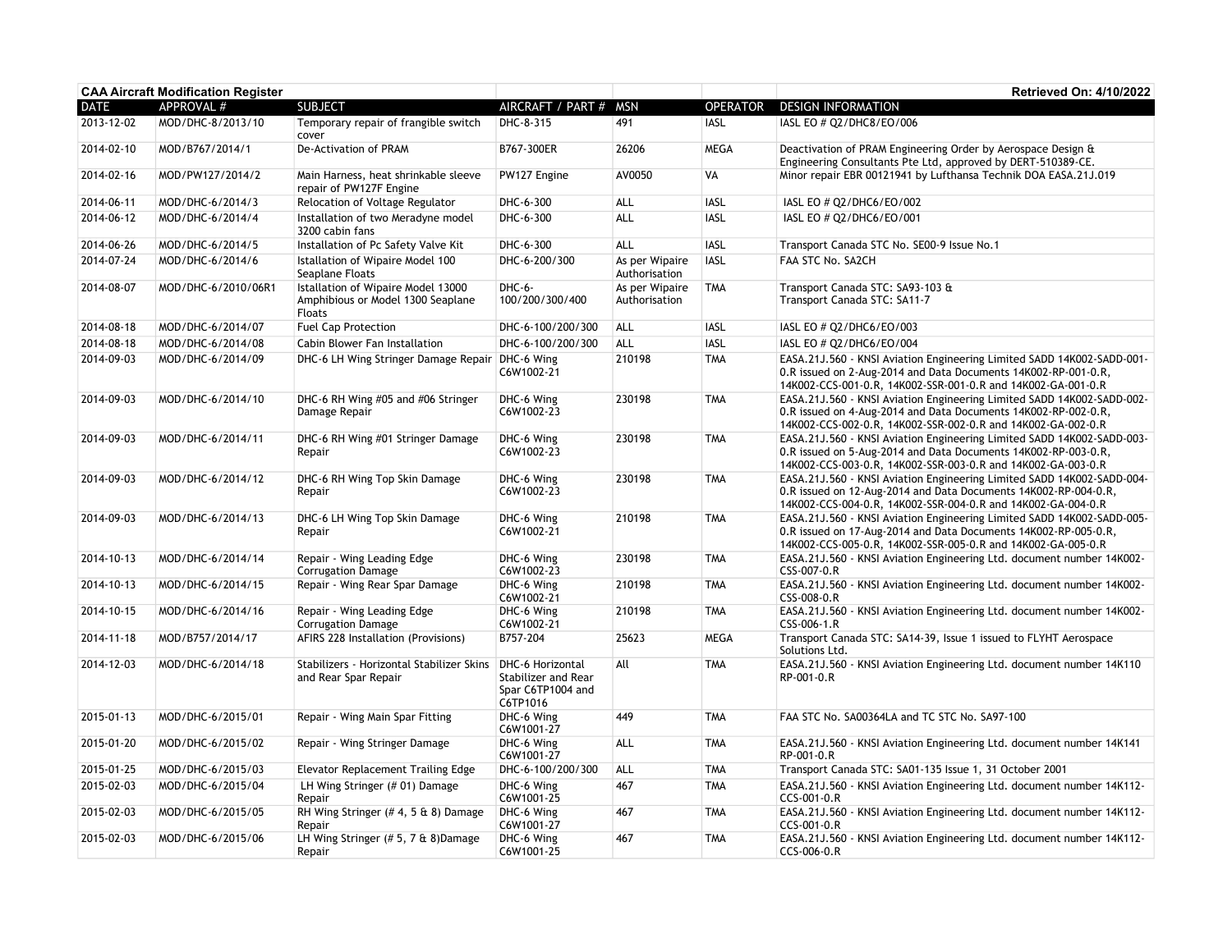**CAA Aircraft Modification Register** — **Retrieved On: 4/10/2022**

| DATE | APPROVAL # | SUBJECT | AIRCRAFT / PART # | MSN | OPERATOR | DESIGN INFORMATION |
|---|---|---|---|---|---|---|
| 2013-12-02 | MOD/DHC-8/2013/10 | Temporary repair of frangible switch cover | DHC-8-315 | 491 | IASL | IASL EO # Q2/DHC8/EO/006 |
| 2014-02-10 | MOD/B767/2014/1 | De-Activation of PRAM | B767-300ER | 26206 | MEGA | Deactivation of PRAM Engineering Order by Aerospace Design & Engineering Consultants Pte Ltd, approved by DERT-510389-CE. |
| 2014-02-16 | MOD/PW127/2014/2 | Main Harness, heat shrinkable sleeve repair of PW127F Engine | PW127 Engine | AV0050 | VA | Minor repair EBR 00121941 by Lufthansa Technik DOA EASA.21J.019 |
| 2014-06-11 | MOD/DHC-6/2014/3 | Relocation of Voltage Regulator | DHC-6-300 | ALL | IASL | IASL EO # Q2/DHC6/EO/002 |
| 2014-06-12 | MOD/DHC-6/2014/4 | Installation of two Meradyne model 3200 cabin fans | DHC-6-300 | ALL | IASL | IASL EO # Q2/DHC6/EO/001 |
| 2014-06-26 | MOD/DHC-6/2014/5 | Installation of Pc Safety Valve Kit | DHC-6-300 | ALL | IASL | Transport Canada STC No. SE00-9 Issue No.1 |
| 2014-07-24 | MOD/DHC-6/2014/6 | Istallation of Wipaire Model 100 Seaplane Floats | DHC-6-200/300 | As per Wipaire Authorisation | IASL | FAA STC No. SA2CH |
| 2014-08-07 | MOD/DHC-6/2010/06R1 | Istallation of Wipaire Model 13000 Amphibious or Model 1300 Seaplane Floats | DHC-6-100/200/300/400 | As per Wipaire Authorisation | TMA | Transport Canada STC: SA93-103 & Transport Canada STC: SA11-7 |
| 2014-08-18 | MOD/DHC-6/2014/07 | Fuel Cap Protection | DHC-6-100/200/300 | ALL | IASL | IASL EO # Q2/DHC6/EO/003 |
| 2014-08-18 | MOD/DHC-6/2014/08 | Cabin Blower Fan Installation | DHC-6-100/200/300 | ALL | IASL | IASL EO # Q2/DHC6/EO/004 |
| 2014-09-03 | MOD/DHC-6/2014/09 | DHC-6 LH Wing Stringer Damage Repair | DHC-6 Wing C6W1002-21 | 210198 | TMA | EASA.21J.560 - KNSI Aviation Engineering Limited SADD 14K002-SADD-001-0.R issued on 2-Aug-2014 and Data Documents 14K002-RP-001-0.R, 14K002-CCS-001-0.R, 14K002-SSR-001-0.R and 14K002-GA-001-0.R |
| 2014-09-03 | MOD/DHC-6/2014/10 | DHC-6 RH Wing #05 and #06 Stringer Damage Repair | DHC-6 Wing C6W1002-23 | 230198 | TMA | EASA.21J.560 - KNSI Aviation Engineering Limited SADD 14K002-SADD-002-0.R issued on 4-Aug-2014 and Data Documents 14K002-RP-002-0.R, 14K002-CCS-002-0.R, 14K002-SSR-002-0.R and 14K002-GA-002-0.R |
| 2014-09-03 | MOD/DHC-6/2014/11 | DHC-6 RH Wing #01 Stringer Damage Repair | DHC-6 Wing C6W1002-23 | 230198 | TMA | EASA.21J.560 - KNSI Aviation Engineering Limited SADD 14K002-SADD-003-0.R issued on 5-Aug-2014 and Data Documents 14K002-RP-003-0.R, 14K002-CCS-003-0.R, 14K002-SSR-003-0.R and 14K002-GA-003-0.R |
| 2014-09-03 | MOD/DHC-6/2014/12 | DHC-6 RH Wing Top Skin Damage Repair | DHC-6 Wing C6W1002-23 | 230198 | TMA | EASA.21J.560 - KNSI Aviation Engineering Limited SADD 14K002-SADD-004-0.R issued on 12-Aug-2014 and Data Documents 14K002-RP-004-0.R, 14K002-CCS-004-0.R, 14K002-SSR-004-0.R and 14K002-GA-004-0.R |
| 2014-09-03 | MOD/DHC-6/2014/13 | DHC-6 LH Wing Top Skin Damage Repair | DHC-6 Wing C6W1002-21 | 210198 | TMA | EASA.21J.560 - KNSI Aviation Engineering Limited SADD 14K002-SADD-005-0.R issued on 17-Aug-2014 and Data Documents 14K002-RP-005-0.R, 14K002-CCS-005-0.R, 14K002-SSR-005-0.R and 14K002-GA-005-0.R |
| 2014-10-13 | MOD/DHC-6/2014/14 | Repair - Wing Leading Edge Corrugation Damage | DHC-6 Wing C6W1002-23 | 230198 | TMA | EASA.21J.560 - KNSI Aviation Engineering Ltd. document number 14K002-CSS-007-0.R |
| 2014-10-13 | MOD/DHC-6/2014/15 | Repair - Wing Rear Spar Damage | DHC-6 Wing C6W1002-21 | 210198 | TMA | EASA.21J.560 - KNSI Aviation Engineering Ltd. document number 14K002-CSS-008-0.R |
| 2014-10-15 | MOD/DHC-6/2014/16 | Repair - Wing Leading Edge Corrugation Damage | DHC-6 Wing C6W1002-21 | 210198 | TMA | EASA.21J.560 - KNSI Aviation Engineering Ltd. document number 14K002-CSS-006-1.R |
| 2014-11-18 | MOD/B757/2014/17 | AFIRS 228 Installation (Provisions) | B757-204 | 25623 | MEGA | Transport Canada STC: SA14-39, Issue 1 issued to FLYHT Aerospace Solutions Ltd. |
| 2014-12-03 | MOD/DHC-6/2014/18 | Stabilizers - Horizontal Stabilizer Skins and Rear Spar Repair | DHC-6 Horizontal Stabilizer and Rear Spar C6TP1004 and C6TP1016 | All | TMA | EASA.21J.560 - KNSI Aviation Engineering Ltd. document number 14K110 RP-001-0.R |
| 2015-01-13 | MOD/DHC-6/2015/01 | Repair - Wing Main Spar Fitting | DHC-6 Wing C6W1001-27 | 449 | TMA | FAA STC No. SA00364LA and TC STC No. SA97-100 |
| 2015-01-20 | MOD/DHC-6/2015/02 | Repair - Wing Stringer Damage | DHC-6 Wing C6W1001-27 | ALL | TMA | EASA.21J.560 - KNSI Aviation Engineering Ltd. document number 14K141 RP-001-0.R |
| 2015-01-25 | MOD/DHC-6/2015/03 | Elevator Replacement Trailing Edge | DHC-6-100/200/300 | ALL | TMA | Transport Canada STC: SA01-135 Issue 1, 31 October 2001 |
| 2015-02-03 | MOD/DHC-6/2015/04 | LH Wing Stringer (# 01) Damage Repair | DHC-6 Wing C6W1001-25 | 467 | TMA | EASA.21J.560 - KNSI Aviation Engineering Ltd. document number 14K112-CCS-001-0.R |
| 2015-02-03 | MOD/DHC-6/2015/05 | RH Wing Stringer (# 4, 5 & 8) Damage Repair | DHC-6 Wing C6W1001-27 | 467 | TMA | EASA.21J.560 - KNSI Aviation Engineering Ltd. document number 14K112-CCS-001-0.R |
| 2015-02-03 | MOD/DHC-6/2015/06 | LH Wing Stringer (# 5, 7 & 8)Damage Repair | DHC-6 Wing C6W1001-25 | 467 | TMA | EASA.21J.560 - KNSI Aviation Engineering Ltd. document number 14K112-CCS-006-0.R |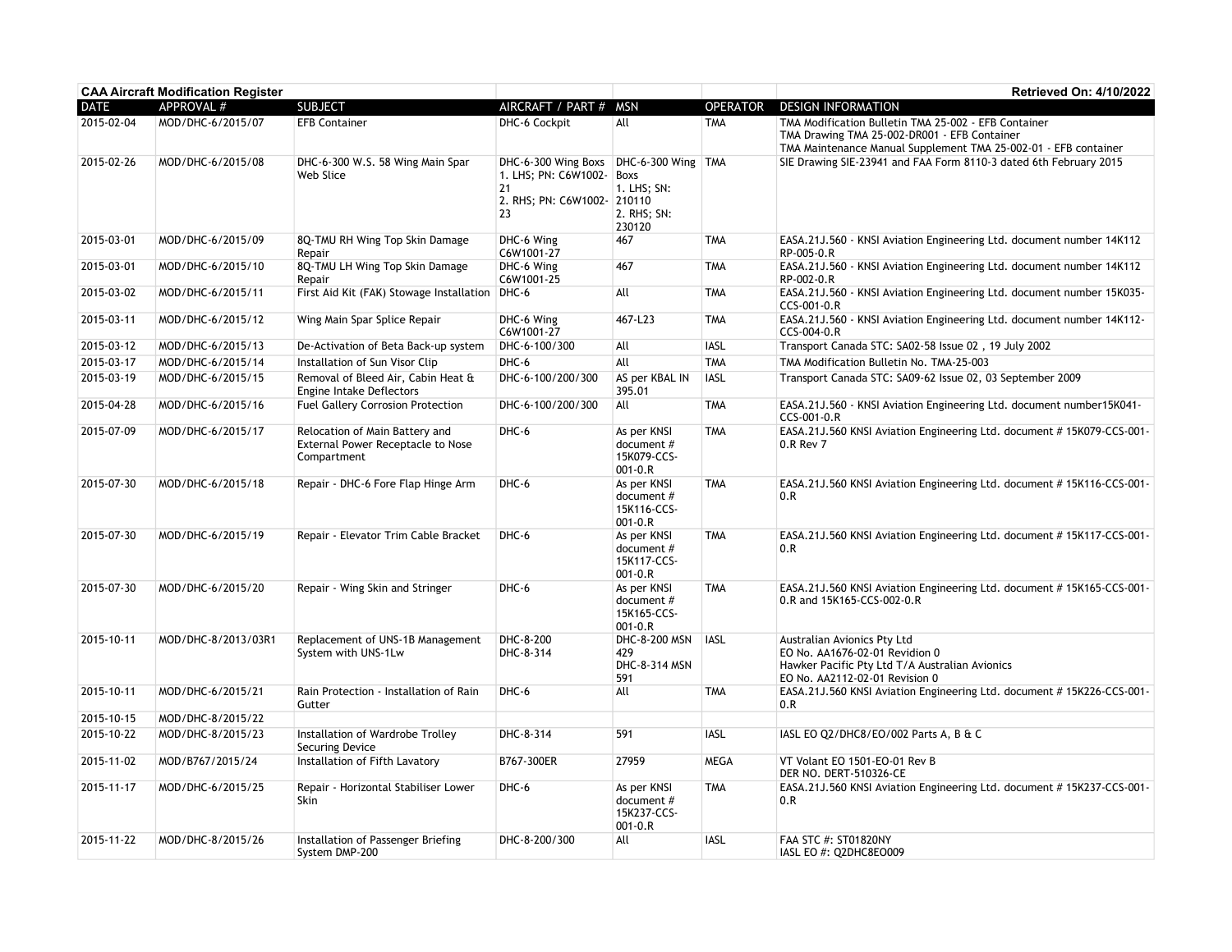**CAA Aircraft Modification Register** — **Retrieved On: 4/10/2022**

| DATE | APPROVAL # | SUBJECT | AIRCRAFT / PART # | MSN | OPERATOR | DESIGN INFORMATION |
|---|---|---|---|---|---|---|
| 2015-02-04 | MOD/DHC-6/2015/07 | EFB Container | DHC-6 Cockpit | All | TMA | TMA Modification Bulletin TMA 25-002 - EFB Container<br>TMA Drawing TMA 25-002-DR001 - EFB Container<br>TMA Maintenance Manual Supplement TMA 25-002-01 - EFB container |
| 2015-02-26 | MOD/DHC-6/2015/08 | DHC-6-300 W.S. 58 Wing Main Spar Web Slice | DHC-6-300 Wing Boxs<br>1. LHS; PN: C6W1002-21<br>2. RHS; PN: C6W1002-23 | DHC-6-300 Wing Boxs<br>1. LHS; SN: 210110<br>2. RHS; SN: 230120 | TMA | SIE Drawing SIE-23941 and FAA Form 8110-3 dated 6th February 2015 |
| 2015-03-01 | MOD/DHC-6/2015/09 | 8Q-TMU RH Wing Top Skin Damage Repair | DHC-6 Wing C6W1001-27 | 467 | TMA | EASA.21J.560 - KNSI Aviation Engineering Ltd. document number 14K112 RP-005-0.R |
| 2015-03-01 | MOD/DHC-6/2015/10 | 8Q-TMU LH Wing Top Skin Damage Repair | DHC-6 Wing C6W1001-25 | 467 | TMA | EASA.21J.560 - KNSI Aviation Engineering Ltd. document number 14K112 RP-002-0.R |
| 2015-03-02 | MOD/DHC-6/2015/11 | First Aid Kit (FAK) Stowage Installation | DHC-6 | All | TMA | EASA.21J.560 - KNSI Aviation Engineering Ltd. document number 15K035-CCS-001-0.R |
| 2015-03-11 | MOD/DHC-6/2015/12 | Wing Main Spar Splice Repair | DHC-6 Wing C6W1001-27 | 467-L23 | TMA | EASA.21J.560 - KNSI Aviation Engineering Ltd. document number 14K112-CCS-004-0.R |
| 2015-03-12 | MOD/DHC-6/2015/13 | De-Activation of Beta Back-up system | DHC-6-100/300 | All | IASL | Transport Canada STC: SA02-58 Issue 02 , 19 July 2002 |
| 2015-03-17 | MOD/DHC-6/2015/14 | Installation of Sun Visor Clip | DHC-6 | All | TMA | TMA Modification Bulletin No. TMA-25-003 |
| 2015-03-19 | MOD/DHC-6/2015/15 | Removal of Bleed Air, Cabin Heat & Engine Intake Deflectors | DHC-6-100/200/300 | AS per KBAL IN 395.01 | IASL | Transport Canada STC: SA09-62 Issue 02, 03 September 2009 |
| 2015-04-28 | MOD/DHC-6/2015/16 | Fuel Gallery Corrosion Protection | DHC-6-100/200/300 | All | TMA | EASA.21J.560 - KNSI Aviation Engineering Ltd. document number15K041-CCS-001-0.R |
| 2015-07-09 | MOD/DHC-6/2015/17 | Relocation of Main Battery and External Power Receptacle to Nose Compartment | DHC-6 | As per KNSI document # 15K079-CCS-001-0.R | TMA | EASA.21J.560 KNSI Aviation Engineering Ltd. document # 15K079-CCS-001-0.R Rev 7 |
| 2015-07-30 | MOD/DHC-6/2015/18 | Repair - DHC-6 Fore Flap Hinge Arm | DHC-6 | As per KNSI document # 15K116-CCS-001-0.R | TMA | EASA.21J.560 KNSI Aviation Engineering Ltd. document # 15K116-CCS-001-0.R |
| 2015-07-30 | MOD/DHC-6/2015/19 | Repair - Elevator Trim Cable Bracket | DHC-6 | As per KNSI document # 15K117-CCS-001-0.R | TMA | EASA.21J.560 KNSI Aviation Engineering Ltd. document # 15K117-CCS-001-0.R |
| 2015-07-30 | MOD/DHC-6/2015/20 | Repair - Wing Skin and Stringer | DHC-6 | As per KNSI document # 15K165-CCS-001-0.R | TMA | EASA.21J.560 KNSI Aviation Engineering Ltd. document # 15K165-CCS-001-0.R and 15K165-CCS-002-0.R |
| 2015-10-11 | MOD/DHC-8/2013/03R1 | Replacement of UNS-1B Management System with UNS-1Lw | DHC-8-200<br>DHC-8-314 | DHC-8-200 MSN 429<br>DHC-8-314 MSN 591 | IASL | Australian Avionics Pty Ltd<br>EO No. AA1676-02-01 Revidion 0<br>Hawker Pacific Pty Ltd T/A Australian Avionics<br>EO No. AA2112-02-01 Revision 0 |
| 2015-10-11 | MOD/DHC-6/2015/21 | Rain Protection - Installation of Rain Gutter | DHC-6 | All | TMA | EASA.21J.560 KNSI Aviation Engineering Ltd. document # 15K226-CCS-001-0.R |
| 2015-10-15 | MOD/DHC-8/2015/22 | | | | | |
| 2015-10-22 | MOD/DHC-8/2015/23 | Installation of Wardrobe Trolley Securing Device | DHC-8-314 | 591 | IASL | IASL EO Q2/DHC8/EO/002 Parts A, B & C |
| 2015-11-02 | MOD/B767/2015/24 | Installation of Fifth Lavatory | B767-300ER | 27959 | MEGA | VT Volant EO 1501-EO-01 Rev B<br>DER NO. DERT-510326-CE |
| 2015-11-17 | MOD/DHC-6/2015/25 | Repair - Horizontal Stabiliser Lower Skin | DHC-6 | As per KNSI document # 15K237-CCS-001-0.R | TMA | EASA.21J.560 KNSI Aviation Engineering Ltd. document # 15K237-CCS-001-0.R |
| 2015-11-22 | MOD/DHC-8/2015/26 | Installation of Passenger Briefing System DMP-200 | DHC-8-200/300 | All | IASL | FAA STC #: ST01820NY<br>IASL EO #: Q2DHC8EO009 |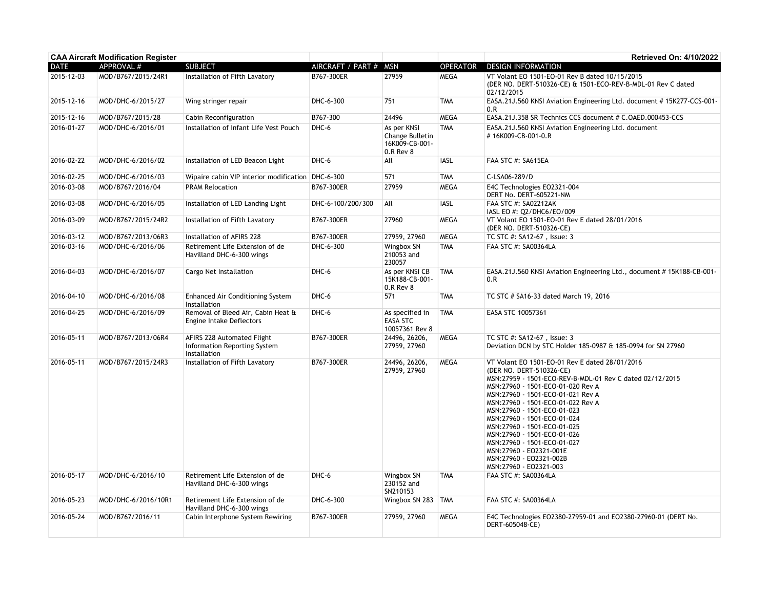| CAA Aircraft Modification Register | | | | | | Retrieved On: 4/10/2022 |
|---|---|---|---|---|---|---|
| DATE | APPROVAL # | SUBJECT | AIRCRAFT / PART # | MSN | OPERATOR | DESIGN INFORMATION |
| 2015-12-03 | MOD/B767/2015/24R1 | Installation of Fifth Lavatory | B767-300ER | 27959 | MEGA | VT Volant EO 1501-EO-01 Rev B dated 10/15/2015<br>(DER NO. DERT-510326-CE) & 1501-ECO-REV-B-MDL-01 Rev C dated 02/12/2015 |
| 2015-12-16 | MOD/DHC-6/2015/27 | Wing stringer repair | DHC-6-300 | 751 | TMA | EASA.21J.560 KNSI Aviation Engineering Ltd. document # 15K277-CCS-001-0.R |
| 2015-12-16 | MOD/B767/2015/28 | Cabin Reconfiguration | B767-300 | 24496 | MEGA | EASA.21J.358 SR Technics CCS document # C.OAED.000453-CCS |
| 2016-01-27 | MOD/DHC-6/2016/01 | Installation of Infant Life Vest Pouch | DHC-6 | As per KNSI Change Bulletin 16K009-CB-001-0.R Rev 8 | TMA | EASA.21J.560 KNSI Aviation Engineering Ltd. document # 16K009-CB-001-0.R |
| 2016-02-22 | MOD/DHC-6/2016/02 | Installation of LED Beacon Light | DHC-6 | All | IASL | FAA STC #: SA615EA |
| 2016-02-25 | MOD/DHC-6/2016/03 | Wipaire cabin VIP interior modification | DHC-6-300 | 571 | TMA | C-LSA06-289/D |
| 2016-03-08 | MOD/B767/2016/04 | PRAM Relocation | B767-300ER | 27959 | MEGA | E4C Technologies EO2321-004<br>DERT No. DERT-605221-NM |
| 2016-03-08 | MOD/DHC-6/2016/05 | Installation of LED Landing Light | DHC-6-100/200/300 | All | IASL | FAA STC #: SA02212AK<br>IASL EO #: Q2/DHC6/EO/009 |
| 2016-03-09 | MOD/B767/2015/24R2 | Installation of Fifth Lavatory | B767-300ER | 27960 | MEGA | VT Volant EO 1501-EO-01 Rev E dated 28/01/2016<br>(DER NO. DERT-510326-CE) |
| 2016-03-12 | MOD/B767/2013/06R3 | Installation of AFIRS 228 | B767-300ER | 27959, 27960 | MEGA | TC STC #: SA12-67 , Issue: 3 |
| 2016-03-16 | MOD/DHC-6/2016/06 | Retirement Life Extension of de Havilland DHC-6-300 wings | DHC-6-300 | Wingbox SN 210053 and 230057 | TMA | FAA STC #: SA00364LA |
| 2016-04-03 | MOD/DHC-6/2016/07 | Cargo Net Installation | DHC-6 | As per KNSI CB 15K188-CB-001-0.R Rev 8 | TMA | EASA.21J.560 KNSI Aviation Engineering Ltd., document # 15K188-CB-001-0.R |
| 2016-04-10 | MOD/DHC-6/2016/08 | Enhanced Air Conditioning System Installation | DHC-6 | 571 | TMA | TC STC # SA16-33 dated March 19, 2016 |
| 2016-04-25 | MOD/DHC-6/2016/09 | Removal of Bleed Air, Cabin Heat & Engine Intake Deflectors | DHC-6 | As specified in EASA STC 10057361 Rev 8 | TMA | EASA STC 10057361 |
| 2016-05-11 | MOD/B767/2013/06R4 | AFIRS 228 Automated Flight Information Reporting System Installation | B767-300ER | 24496, 26206, 27959, 27960 | MEGA | TC STC #: SA12-67 , Issue: 3<br>Deviation DCN by STC Holder 185-0987 & 185-0994 for SN 27960 |
| 2016-05-11 | MOD/B767/2015/24R3 | Installation of Fifth Lavatory | B767-300ER | 24496, 26206, 27959, 27960 | MEGA | VT Volant EO 1501-EO-01 Rev E dated 28/01/2016<br>(DER NO. DERT-510326-CE)<br>MSN:27959 - 1501-ECO-REV-B-MDL-01 Rev C dated 02/12/2015<br>MSN:27960 - 1501-ECO-01-020 Rev A<br>MSN:27960 - 1501-ECO-01-021 Rev A<br>MSN:27960 - 1501-ECO-01-022 Rev A<br>MSN:27960 - 1501-ECO-01-023<br>MSN:27960 - 1501-ECO-01-024<br>MSN:27960 - 1501-ECO-01-025<br>MSN:27960 - 1501-ECO-01-026<br>MSN:27960 - 1501-ECO-01-027<br>MSN:27960 - EO2321-001E<br>MSN:27960 - EO2321-002B<br>MSN:27960 - EO2321-003 |
| 2016-05-17 | MOD/DHC-6/2016/10 | Retirement Life Extension of de Havilland DHC-6-300 wings | DHC-6 | Wingbox SN 230152 and SN210153 | TMA | FAA STC #: SA00364LA |
| 2016-05-23 | MOD/DHC-6/2016/10R1 | Retirement Life Extension of de Havilland DHC-6-300 wings | DHC-6-300 | Wingbox SN 283 | TMA | FAA STC #: SA00364LA |
| 2016-05-24 | MOD/B767/2016/11 | Cabin Interphone System Rewiring | B767-300ER | 27959, 27960 | MEGA | E4C Technologies EO2380-27959-01 and EO2380-27960-01 (DERT No. DERT-605048-CE) |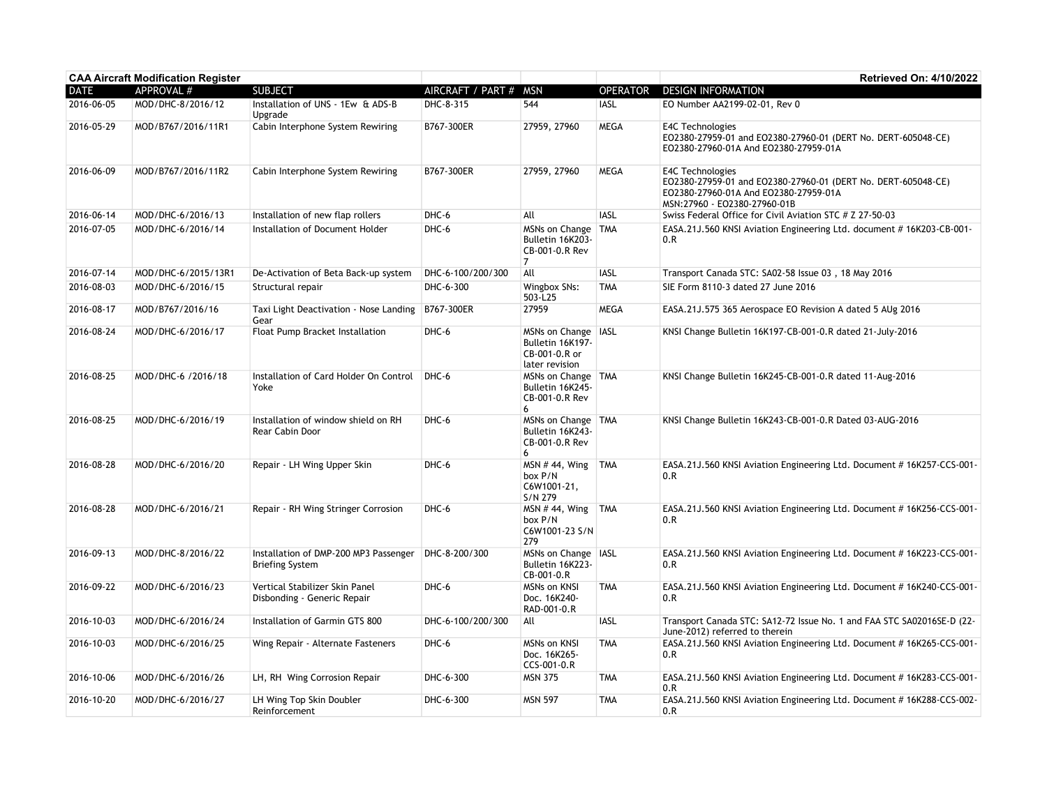**CAA Aircraft Modification Register** | **Retrieved On: 4/10/2022**

| DATE | APPROVAL # | SUBJECT | AIRCRAFT / PART # | MSN | OPERATOR | DESIGN INFORMATION |
|---|---|---|---|---|---|---|
| 2016-06-05 | MOD/DHC-8/2016/12 | Installation of UNS - 1Ew & ADS-B Upgrade | DHC-8-315 | 544 | IASL | EO Number AA2199-02-01, Rev 0 |
| 2016-05-29 | MOD/B767/2016/11R1 | Cabin Interphone System Rewiring | B767-300ER | 27959, 27960 | MEGA | E4C Technologies<br>EO2380-27959-01 and EO2380-27960-01 (DERT No. DERT-605048-CE)<br>EO2380-27960-01A And EO2380-27959-01A |
| 2016-06-09 | MOD/B767/2016/11R2 | Cabin Interphone System Rewiring | B767-300ER | 27959, 27960 | MEGA | E4C Technologies<br>EO2380-27959-01 and EO2380-27960-01 (DERT No. DERT-605048-CE)<br>EO2380-27960-01A And EO2380-27959-01A<br>MSN:27960 - EO2380-27960-01B |
| 2016-06-14 | MOD/DHC-6/2016/13 | Installation of new flap rollers | DHC-6 | All | IASL | Swiss Federal Office for Civil Aviation STC # Z 27-50-03 |
| 2016-07-05 | MOD/DHC-6/2016/14 | Installation of Document Holder | DHC-6 | MSNs on Change Bulletin 16K203-CB-001-0.R Rev 7 | TMA | EASA.21J.560 KNSI Aviation Engineering Ltd. document # 16K203-CB-001-0.R |
| 2016-07-14 | MOD/DHC-6/2015/13R1 | De-Activation of Beta Back-up system | DHC-6-100/200/300 | All | IASL | Transport Canada STC: SA02-58 Issue 03 , 18 May 2016 |
| 2016-08-03 | MOD/DHC-6/2016/15 | Structural repair | DHC-6-300 | Wingbox SNs: 503-L25 | TMA | SIE Form 8110-3 dated 27 June 2016 |
| 2016-08-17 | MOD/B767/2016/16 | Taxi Light Deactivation - Nose Landing Gear | B767-300ER | 27959 | MEGA | EASA.21J.575 365 Aerospace EO Revision A dated 5 AUg 2016 |
| 2016-08-24 | MOD/DHC-6/2016/17 | Float Pump Bracket Installation | DHC-6 | MSNs on Change Bulletin 16K197-CB-001-0.R or later revision | IASL | KNSI Change Bulletin 16K197-CB-001-0.R dated 21-July-2016 |
| 2016-08-25 | MOD/DHC-6 /2016/18 | Installation of Card Holder On Control Yoke | DHC-6 | MSNs on Change Bulletin 16K245-CB-001-0.R Rev 6 | TMA | KNSI Change Bulletin 16K245-CB-001-0.R dated 11-Aug-2016 |
| 2016-08-25 | MOD/DHC-6/2016/19 | Installation of window shield on RH Rear Cabin Door | DHC-6 | MSNs on Change Bulletin 16K243-CB-001-0.R Rev 6 | TMA | KNSI Change Bulletin 16K243-CB-001-0.R Dated 03-AUG-2016 |
| 2016-08-28 | MOD/DHC-6/2016/20 | Repair - LH Wing Upper Skin | DHC-6 | MSN # 44, Wing box P/N C6W1001-21, S/N 279 | TMA | EASA.21J.560 KNSI Aviation Engineering Ltd. Document # 16K257-CCS-001-0.R |
| 2016-08-28 | MOD/DHC-6/2016/21 | Repair - RH Wing Stringer Corrosion | DHC-6 | MSN # 44, Wing box P/N C6W1001-23 S/N 279 | TMA | EASA.21J.560 KNSI Aviation Engineering Ltd. Document # 16K256-CCS-001-0.R |
| 2016-09-13 | MOD/DHC-8/2016/22 | Installation of DMP-200 MP3 Passenger Briefing System | DHC-8-200/300 | MSNs on Change Bulletin 16K223-CB-001-0.R | IASL | EASA.21J.560 KNSI Aviation Engineering Ltd. Document # 16K223-CCS-001-0.R |
| 2016-09-22 | MOD/DHC-6/2016/23 | Vertical Stabilizer Skin Panel Disbonding - Generic Repair | DHC-6 | MSNs on KNSI Doc. 16K240-RAD-001-0.R | TMA | EASA.21J.560 KNSI Aviation Engineering Ltd. Document # 16K240-CCS-001-0.R |
| 2016-10-03 | MOD/DHC-6/2016/24 | Installation of Garmin GTS 800 | DHC-6-100/200/300 | All | IASL | Transport Canada STC: SA12-72 Issue No. 1 and FAA STC SA02016SE-D (22-June-2012) referred to therein |
| 2016-10-03 | MOD/DHC-6/2016/25 | Wing Repair - Alternate Fasteners | DHC-6 | MSNs on KNSI Doc. 16K265-CCS-001-0.R | TMA | EASA.21J.560 KNSI Aviation Engineering Ltd. Document # 16K265-CCS-001-0.R |
| 2016-10-06 | MOD/DHC-6/2016/26 | LH, RH Wing Corrosion Repair | DHC-6-300 | MSN 375 | TMA | EASA.21J.560 KNSI Aviation Engineering Ltd. Document # 16K283-CCS-001-0.R |
| 2016-10-20 | MOD/DHC-6/2016/27 | LH Wing Top Skin Doubler Reinforcement | DHC-6-300 | MSN 597 | TMA | EASA.21J.560 KNSI Aviation Engineering Ltd. Document # 16K288-CCS-002-0.R |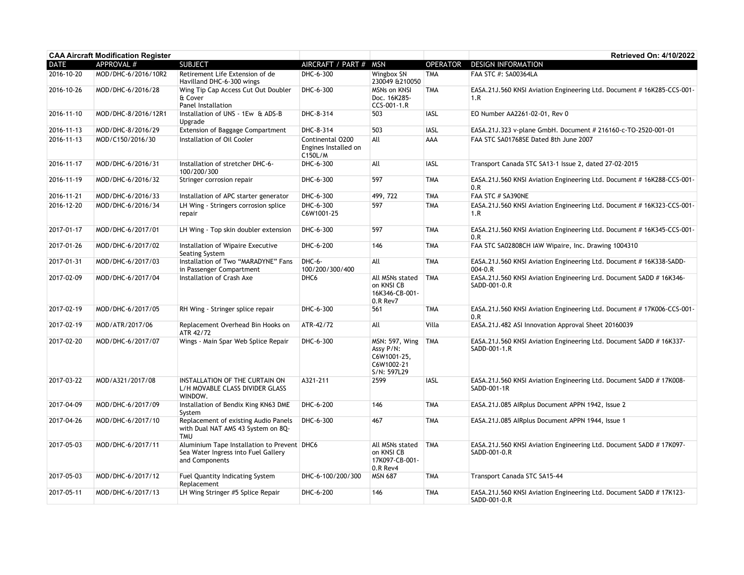**CAA Aircraft Modification Register** | **Retrieved On: 4/10/2022**

| DATE | APPROVAL # | SUBJECT | AIRCRAFT / PART # | MSN | OPERATOR | DESIGN INFORMATION |
|---|---|---|---|---|---|---|
| 2016-10-20 | MOD/DHC-6/2016/10R2 | Retirement Life Extension of de Havilland DHC-6-300 wings | DHC-6-300 | Wingbox SN 230049 &210050 | TMA | FAA STC #: SA00364LA |
| 2016-10-26 | MOD/DHC-6/2016/28 | Wing Tip Cap Access Cut Out Doubler & Cover Panel Installation | DHC-6-300 | MSNs on KNSI Doc. 16K285-CCS-001-1.R | TMA | EASA.21J.560 KNSI Aviation Engineering Ltd. Document # 16K285-CCS-001-1.R |
| 2016-11-10 | MOD/DHC-8/2016/12R1 | Installation of UNS - 1Ew & ADS-B Upgrade | DHC-8-314 | 503 | IASL | EO Number AA2261-02-01, Rev 0 |
| 2016-11-13 | MOD/DHC-8/2016/29 | Extension of Baggage Compartment | DHC-8-314 | 503 | IASL | EASA.21J.323 v-plane GmbH. Document # 216160-c-TO-2520-001-01 |
| 2016-11-13 | MOD/C150/2016/30 | Installation of Oil Cooler | Continental O200 Engines Installed on C150L/M | All | AAA | FAA STC SA01768SE Dated 8th June 2007 |
| 2016-11-17 | MOD/DHC-6/2016/31 | Installation of stretcher DHC-6-100/200/300 | DHC-6-300 | All | IASL | Transport Canada STC SA13-1 Issue 2, dated 27-02-2015 |
| 2016-11-19 | MOD/DHC-6/2016/32 | Stringer corrosion repair | DHC-6-300 | 597 | TMA | EASA.21J.560 KNSI Aviation Engineering Ltd. Document # 16K288-CCS-001-0.R |
| 2016-11-21 | MOD/DHC-6/2016/33 | Installation of APC starter generator | DHC-6-300 | 499, 722 | TMA | FAA STC # SA390NE |
| 2016-12-20 | MOD/DHC-6/2016/34 | LH Wing - Stringers corrosion splice repair | DHC-6-300 C6W1001-25 | 597 | TMA | EASA.21J.560 KNSI Aviation Engineering Ltd. Document # 16K323-CCS-001-1.R |
| 2017-01-17 | MOD/DHC-6/2017/01 | LH Wing - Top skin doubler extension | DHC-6-300 | 597 | TMA | EASA.21J.560 KNSI Aviation Engineering Ltd. Document # 16K345-CCS-001-0.R |
| 2017-01-26 | MOD/DHC-6/2017/02 | Installation of Wipaire Executive Seating System | DHC-6-200 | 146 | TMA | FAA STC SA02808CH IAW Wipaire, Inc. Drawing 1004310 |
| 2017-01-31 | MOD/DHC-6/2017/03 | Installation of Two "MARADYNE" Fans in Passenger Compartment | DHC-6-100/200/300/400 | All | TMA | EASA.21J.560 KNSI Aviation Engineering Ltd. Document # 16K338-SADD-004-0.R |
| 2017-02-09 | MOD/DHC-6/2017/04 | Installation of Crash Axe | DHC6 | All MSNs stated on KNSI CB 16K346-CB-001-0.R Rev7 | TMA | EASA.21J.560 KNSI Aviation Engineering Lrd. Document SADD # 16K346-SADD-001-0.R |
| 2017-02-19 | MOD/DHC-6/2017/05 | RH Wing - Stringer splice repair | DHC-6-300 | 561 | TMA | EASA.21J.560 KNSI Aviation Engineering Ltd. Document # 17K006-CCS-001-0.R |
| 2017-02-19 | MOD/ATR/2017/06 | Replacement Overhead Bin Hooks on ATR 42/72 | ATR-42/72 | All | Villa | EASA.21J.482 ASI Innovation Approval Sheet 20160039 |
| 2017-02-20 | MOD/DHC-6/2017/07 | Wings - Main Spar Web Splice Repair | DHC-6-300 | MSN: 597, Wing Assy P/N: C6W1001-25, C6W1002-21 S/N: 597L29 | TMA | EASA.21J.560 KNSI Aviation Engineering Ltd. Document SADD # 16K337-SADD-001-1.R |
| 2017-03-22 | MOD/A321/2017/08 | INSTALLATION OF THE CURTAIN ON L/H MOVABLE CLASS DIVIDER GLASS WINDOW. | A321-211 | 2599 | IASL | EASA.21J.560 KNSI Aviation Engineering Ltd. Document SADD # 17K008-SADD-001-1R |
| 2017-04-09 | MOD/DHC-6/2017/09 | Installation of Bendix King KN63 DME System | DHC-6-200 | 146 | TMA | EASA.21J.085 AIRplus Document APPN 1942, Issue 2 |
| 2017-04-26 | MOD/DHC-6/2017/10 | Replacement of existing Audio Panels with Dual NAT AMS 43 System on 8Q-TMU | DHC-6-300 | 467 | TMA | EASA.21J.085 AIRplus Document APPN 1944, Issue 1 |
| 2017-05-03 | MOD/DHC-6/2017/11 | Aluminium Tape Installation to Prevent Sea Water Ingress into Fuel Gallery and Components | DHC6 | All MSNs stated on KNSI CB 17K097-CB-001-0.R Rev4 | TMA | EASA.21J.560 KNSI Aviation Engineering Ltd. Document SADD # 17K097-SADD-001-0.R |
| 2017-05-03 | MOD/DHC-6/2017/12 | Fuel Quantity Indicating System Replacement | DHC-6-100/200/300 | MSN 687 | TMA | Transport Canada STC SA15-44 |
| 2017-05-11 | MOD/DHC-6/2017/13 | LH Wing Stringer #5 Splice Repair | DHC-6-200 | 146 | TMA | EASA.21J.560 KNSI Aviation Engineering Ltd. Document SADD # 17K123-SADD-001-0.R |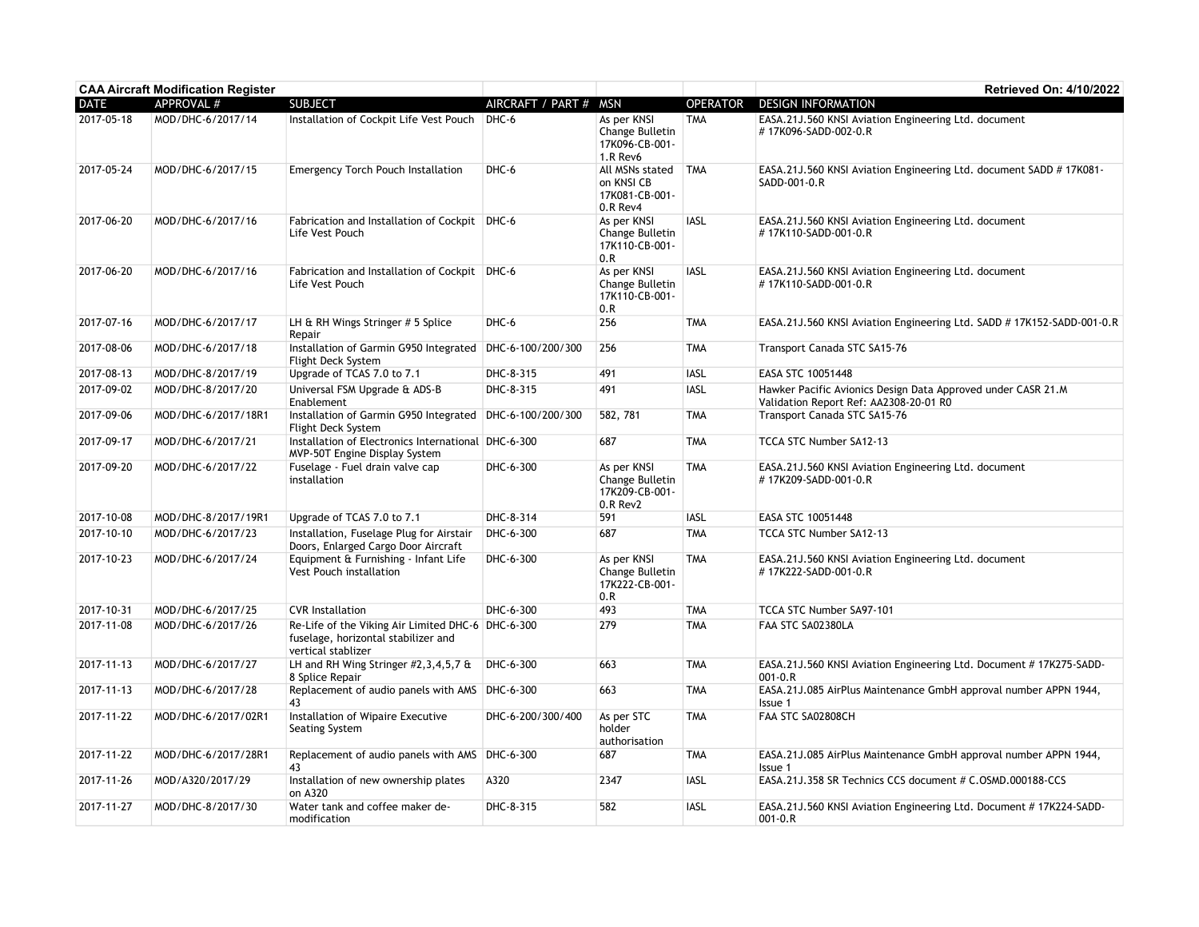**CAA Aircraft Modification Register** | **Retrieved On: 4/10/2022**

| DATE | APPROVAL # | SUBJECT | AIRCRAFT / PART # | MSN | OPERATOR | DESIGN INFORMATION |
|---|---|---|---|---|---|---|
| 2017-05-18 | MOD/DHC-6/2017/14 | Installation of Cockpit Life Vest Pouch | DHC-6 | As per KNSI Change Bulletin 17K096-CB-001-1.R Rev6 | TMA | EASA.21J.560 KNSI Aviation Engineering Ltd. document # 17K096-SADD-002-0.R |
| 2017-05-24 | MOD/DHC-6/2017/15 | Emergency Torch Pouch Installation | DHC-6 | All MSNs stated on KNSI CB 17K081-CB-001-0.R Rev4 | TMA | EASA.21J.560 KNSI Aviation Engineering Ltd. document SADD # 17K081-SADD-001-0.R |
| 2017-06-20 | MOD/DHC-6/2017/16 | Fabrication and Installation of Cockpit Life Vest Pouch | DHC-6 | As per KNSI Change Bulletin 17K110-CB-001-0.R | IASL | EASA.21J.560 KNSI Aviation Engineering Ltd. document # 17K110-SADD-001-0.R |
| 2017-06-20 | MOD/DHC-6/2017/16 | Fabrication and Installation of Cockpit Life Vest Pouch | DHC-6 | As per KNSI Change Bulletin 17K110-CB-001-0.R | IASL | EASA.21J.560 KNSI Aviation Engineering Ltd. document # 17K110-SADD-001-0.R |
| 2017-07-16 | MOD/DHC-6/2017/17 | LH & RH Wings Stringer # 5 Splice Repair | DHC-6 | 256 | TMA | EASA.21J.560 KNSI Aviation Engineering Ltd. SADD # 17K152-SADD-001-0.R |
| 2017-08-06 | MOD/DHC-6/2017/18 | Installation of Garmin G950 Integrated Flight Deck System | DHC-6-100/200/300 | 256 | TMA | Transport Canada STC SA15-76 |
| 2017-08-13 | MOD/DHC-8/2017/19 | Upgrade of TCAS 7.0 to 7.1 | DHC-8-315 | 491 | IASL | EASA STC 10051448 |
| 2017-09-02 | MOD/DHC-8/2017/20 | Universal FSM Upgrade & ADS-B Enablement | DHC-8-315 | 491 | IASL | Hawker Pacific Avionics Design Data Approved under CASR 21.M Validation Report Ref: AA2308-20-01 R0 |
| 2017-09-06 | MOD/DHC-6/2017/18R1 | Installation of Garmin G950 Integrated Flight Deck System | DHC-6-100/200/300 | 582, 781 | TMA | Transport Canada STC SA15-76 |
| 2017-09-17 | MOD/DHC-6/2017/21 | Installation of Electronics International MVP-50T Engine Display System | DHC-6-300 | 687 | TMA | TCCA STC Number SA12-13 |
| 2017-09-20 | MOD/DHC-6/2017/22 | Fuselage - Fuel drain valve cap installation | DHC-6-300 | As per KNSI Change Bulletin 17K209-CB-001-0.R Rev2 | TMA | EASA.21J.560 KNSI Aviation Engineering Ltd. document # 17K209-SADD-001-0.R |
| 2017-10-08 | MOD/DHC-8/2017/19R1 | Upgrade of TCAS 7.0 to 7.1 | DHC-8-314 | 591 | IASL | EASA STC 10051448 |
| 2017-10-10 | MOD/DHC-6/2017/23 | Installation, Fuselage Plug for Airstair Doors, Enlarged Cargo Door Aircraft | DHC-6-300 | 687 | TMA | TCCA STC Number SA12-13 |
| 2017-10-23 | MOD/DHC-6/2017/24 | Equipment & Furnishing - Infant Life Vest Pouch installation | DHC-6-300 | As per KNSI Change Bulletin 17K222-CB-001-0.R | TMA | EASA.21J.560 KNSI Aviation Engineering Ltd. document # 17K222-SADD-001-0.R |
| 2017-10-31 | MOD/DHC-6/2017/25 | CVR Installation | DHC-6-300 | 493 | TMA | TCCA STC Number SA97-101 |
| 2017-11-08 | MOD/DHC-6/2017/26 | Re-Life of the Viking Air Limited DHC-6 fuselage, horizontal stabilizer and vertical stablizer | DHC-6-300 | 279 | TMA | FAA STC SA02380LA |
| 2017-11-13 | MOD/DHC-6/2017/27 | LH and RH Wing Stringer #2,3,4,5,7 & 8 Splice Repair | DHC-6-300 | 663 | TMA | EASA.21J.560 KNSI Aviation Engineering Ltd. Document # 17K275-SADD-001-0.R |
| 2017-11-13 | MOD/DHC-6/2017/28 | Replacement of audio panels with AMS 43 | DHC-6-300 | 663 | TMA | EASA.21J.085 AirPlus Maintenance GmbH approval number APPN 1944, Issue 1 |
| 2017-11-22 | MOD/DHC-6/2017/02R1 | Installation of Wipaire Executive Seating System | DHC-6-200/300/400 | As per STC holder authorisation | TMA | FAA STC SA02808CH |
| 2017-11-22 | MOD/DHC-6/2017/28R1 | Replacement of audio panels with AMS 43 | DHC-6-300 | 687 | TMA | EASA.21J.085 AirPlus Maintenance GmbH approval number APPN 1944, Issue 1 |
| 2017-11-26 | MOD/A320/2017/29 | Installation of new ownership plates on A320 | A320 | 2347 | IASL | EASA.21J.358 SR Technics CCS document # C.OSMD.000188-CCS |
| 2017-11-27 | MOD/DHC-8/2017/30 | Water tank and coffee maker de-modification | DHC-8-315 | 582 | IASL | EASA.21J.560 KNSI Aviation Engineering Ltd. Document # 17K224-SADD-001-0.R |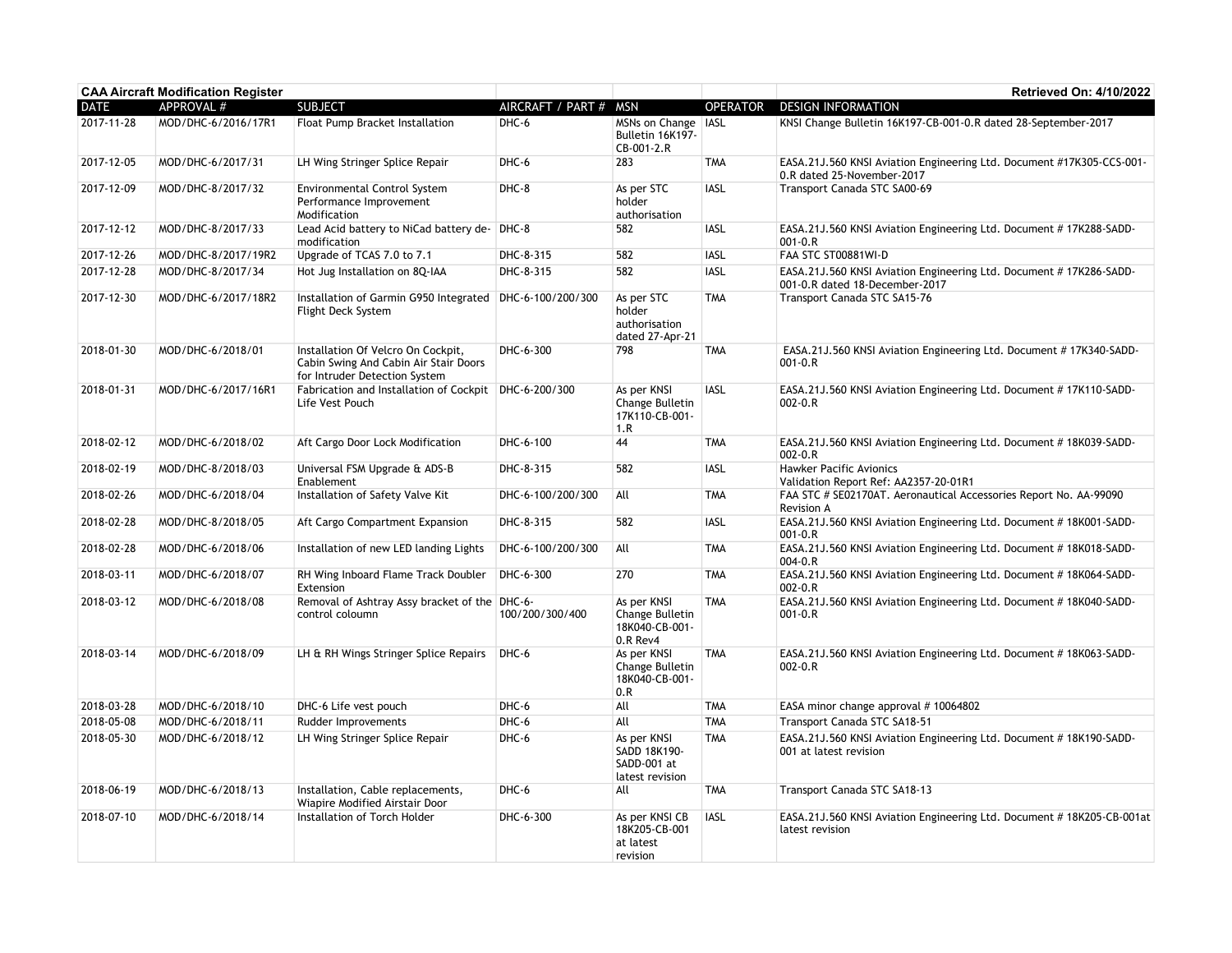**CAA Aircraft Modification Register** — **Retrieved On: 4/10/2022**

| DATE | APPROVAL # | SUBJECT | AIRCRAFT / PART # | MSN | OPERATOR | DESIGN INFORMATION |
|---|---|---|---|---|---|---|
| 2017-11-28 | MOD/DHC-6/2016/17R1 | Float Pump Bracket Installation | DHC-6 | MSNs on Change Bulletin 16K197-CB-001-2.R | IASL | KNSI Change Bulletin 16K197-CB-001-0.R dated 28-September-2017 |
| 2017-12-05 | MOD/DHC-6/2017/31 | LH Wing Stringer Splice Repair | DHC-6 | 283 | TMA | EASA.21J.560 KNSI Aviation Engineering Ltd. Document #17K305-CCS-001-0.R dated 25-November-2017 |
| 2017-12-09 | MOD/DHC-8/2017/32 | Environmental Control System Performance Improvement Modification | DHC-8 | As per STC holder authorisation | IASL | Transport Canada STC SA00-69 |
| 2017-12-12 | MOD/DHC-8/2017/33 | Lead Acid battery to NiCad battery de-modification | DHC-8 | 582 | IASL | EASA.21J.560 KNSI Aviation Engineering Ltd. Document # 17K288-SADD-001-0.R |
| 2017-12-26 | MOD/DHC-8/2017/19R2 | Upgrade of TCAS 7.0 to 7.1 | DHC-8-315 | 582 | IASL | FAA STC ST00881WI-D |
| 2017-12-28 | MOD/DHC-8/2017/34 | Hot Jug Installation on 8Q-IAA | DHC-8-315 | 582 | IASL | EASA.21J.560 KNSI Aviation Engineering Ltd. Document # 17K286-SADD-001-0.R dated 18-December-2017 |
| 2017-12-30 | MOD/DHC-6/2017/18R2 | Installation of Garmin G950 Integrated Flight Deck System | DHC-6-100/200/300 | As per STC holder authorisation dated 27-Apr-21 | TMA | Transport Canada STC SA15-76 |
| 2018-01-30 | MOD/DHC-6/2018/01 | Installation Of Velcro On Cockpit, Cabin Swing And Cabin Air Stair Doors for Intruder Detection System | DHC-6-300 | 798 | TMA | EASA.21J.560 KNSI Aviation Engineering Ltd. Document # 17K340-SADD-001-0.R |
| 2018-01-31 | MOD/DHC-6/2017/16R1 | Fabrication and Installation of Cockpit Life Vest Pouch | DHC-6-200/300 | As per KNSI Change Bulletin 17K110-CB-001-1.R | IASL | EASA.21J.560 KNSI Aviation Engineering Ltd. Document # 17K110-SADD-002-0.R |
| 2018-02-12 | MOD/DHC-6/2018/02 | Aft Cargo Door Lock Modification | DHC-6-100 | 44 | TMA | EASA.21J.560 KNSI Aviation Engineering Ltd. Document # 18K039-SADD-002-0.R |
| 2018-02-19 | MOD/DHC-8/2018/03 | Universal FSM Upgrade & ADS-B Enablement | DHC-8-315 | 582 | IASL | Hawker Pacific Avionics Validation Report Ref: AA2357-20-01R1 |
| 2018-02-26 | MOD/DHC-6/2018/04 | Installation of Safety Valve Kit | DHC-6-100/200/300 | All | TMA | FAA STC # SE02170AT. Aeronautical Accessories Report No. AA-99090 Revision A |
| 2018-02-28 | MOD/DHC-8/2018/05 | Aft Cargo Compartment Expansion | DHC-8-315 | 582 | IASL | EASA.21J.560 KNSI Aviation Engineering Ltd. Document # 18K001-SADD-001-0.R |
| 2018-02-28 | MOD/DHC-6/2018/06 | Installation of new LED landing Lights | DHC-6-100/200/300 | All | TMA | EASA.21J.560 KNSI Aviation Engineering Ltd. Document # 18K018-SADD-004-0.R |
| 2018-03-11 | MOD/DHC-6/2018/07 | RH Wing Inboard Flame Track Doubler Extension | DHC-6-300 | 270 | TMA | EASA.21J.560 KNSI Aviation Engineering Ltd. Document # 18K064-SADD-002-0.R |
| 2018-03-12 | MOD/DHC-6/2018/08 | Removal of Ashtray Assy bracket of the control coloumn | DHC-6-100/200/300/400 | As per KNSI Change Bulletin 18K040-CB-001-0.R Rev4 | TMA | EASA.21J.560 KNSI Aviation Engineering Ltd. Document # 18K040-SADD-001-0.R |
| 2018-03-14 | MOD/DHC-6/2018/09 | LH & RH Wings Stringer Splice Repairs | DHC-6 | As per KNSI Change Bulletin 18K040-CB-001-0.R | TMA | EASA.21J.560 KNSI Aviation Engineering Ltd. Document # 18K063-SADD-002-0.R |
| 2018-03-28 | MOD/DHC-6/2018/10 | DHC-6 Life vest pouch | DHC-6 | All | TMA | EASA minor change approval # 10064802 |
| 2018-05-08 | MOD/DHC-6/2018/11 | Rudder Improvements | DHC-6 | All | TMA | Transport Canada STC SA18-51 |
| 2018-05-30 | MOD/DHC-6/2018/12 | LH Wing Stringer Splice Repair | DHC-6 | As per KNSI SADD 18K190-SADD-001 at latest revision | TMA | EASA.21J.560 KNSI Aviation Engineering Ltd. Document # 18K190-SADD-001 at latest revision |
| 2018-06-19 | MOD/DHC-6/2018/13 | Installation, Cable replacements, Wiapire Modified Airstair Door | DHC-6 | All | TMA | Transport Canada STC SA18-13 |
| 2018-07-10 | MOD/DHC-6/2018/14 | Installation of Torch Holder | DHC-6-300 | As per KNSI CB 18K205-CB-001 at latest revision | IASL | EASA.21J.560 KNSI Aviation Engineering Ltd. Document # 18K205-CB-001at latest revision |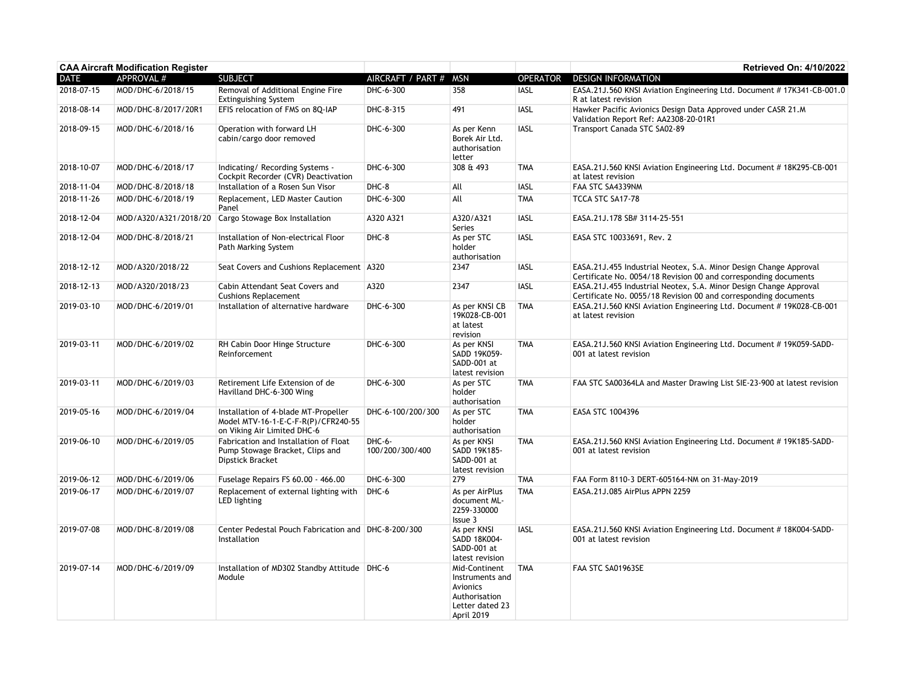| **CAA Aircraft Modification Register** | | | | | | **Retrieved On: 4/10/2022** |
|---|---|---|---|---|---|---|
| DATE | APPROVAL # | SUBJECT | AIRCRAFT / PART # | MSN | OPERATOR | DESIGN INFORMATION |
| 2018-07-15 | MOD/DHC-6/2018/15 | Removal of Additional Engine Fire Extinguishing System | DHC-6-300 | 358 | IASL | EASA.21J.560 KNSI Aviation Engineering Ltd. Document # 17K341-CB-001.0 R at latest revision |
| 2018-08-14 | MOD/DHC-8/2017/20R1 | EFIS relocation of FMS on 8Q-IAP | DHC-8-315 | 491 | IASL | Hawker Pacific Avionics Design Data Approved under CASR 21.M Validation Report Ref: AA2308-20-01R1 |
| 2018-09-15 | MOD/DHC-6/2018/16 | Operation with forward LH cabin/cargo door removed | DHC-6-300 | As per Kenn Borek Air Ltd. authorisation letter | IASL | Transport Canada STC SA02-89 |
| 2018-10-07 | MOD/DHC-6/2018/17 | Indicating/ Recording Systems - Cockpit Recorder (CVR) Deactivation | DHC-6-300 | 308 & 493 | TMA | EASA.21J.560 KNSI Aviation Engineering Ltd. Document # 18K295-CB-001 at latest revision |
| 2018-11-04 | MOD/DHC-8/2018/18 | Installation of a Rosen Sun Visor | DHC-8 | All | IASL | FAA STC SA4339NM |
| 2018-11-26 | MOD/DHC-6/2018/19 | Replacement, LED Master Caution Panel | DHC-6-300 | All | TMA | TCCA STC SA17-78 |
| 2018-12-04 | MOD/A320/A321/2018/20 | Cargo Stowage Box Installation | A320 A321 | A320/A321 Series | IASL | EASA.21J.178 SB# 3114-25-551 |
| 2018-12-04 | MOD/DHC-8/2018/21 | Installation of Non-electrical Floor Path Marking System | DHC-8 | As per STC holder authorisation | IASL | EASA STC 10033691, Rev. 2 |
| 2018-12-12 | MOD/A320/2018/22 | Seat Covers and Cushions Replacement | A320 | 2347 | IASL | EASA.21J.455 Industrial Neotex, S.A. Minor Design Change Approval Certificate No. 0054/18 Revision 00 and corresponding documents |
| 2018-12-13 | MOD/A320/2018/23 | Cabin Attendant Seat Covers and Cushions Replacement | A320 | 2347 | IASL | EASA.21J.455 Industrial Neotex, S.A. Minor Design Change Approval Certificate No. 0055/18 Revision 00 and corresponding documents |
| 2019-03-10 | MOD/DHC-6/2019/01 | Installation of alternative hardware | DHC-6-300 | As per KNSI CB 19K028-CB-001 at latest revision | TMA | EASA.21J.560 KNSI Aviation Engineering Ltd. Document # 19K028-CB-001 at latest revision |
| 2019-03-11 | MOD/DHC-6/2019/02 | RH Cabin Door Hinge Structure Reinforcement | DHC-6-300 | As per KNSI SADD 19K059-SADD-001 at latest revision | TMA | EASA.21J.560 KNSI Aviation Engineering Ltd. Document # 19K059-SADD-001 at latest revision |
| 2019-03-11 | MOD/DHC-6/2019/03 | Retirement Life Extension of de Havilland DHC-6-300 Wing | DHC-6-300 | As per STC holder authorisation | TMA | FAA STC SA00364LA and Master Drawing List SIE-23-900 at latest revision |
| 2019-05-16 | MOD/DHC-6/2019/04 | Installation of 4-blade MT-Propeller Model MTV-16-1-E-C-F-R(P)/CFR240-55 on Viking Air Limited DHC-6 | DHC-6-100/200/300 | As per STC holder authorisation | TMA | EASA STC 1004396 |
| 2019-06-10 | MOD/DHC-6/2019/05 | Fabrication and Installation of Float Pump Stowage Bracket, Clips and Dipstick Bracket | DHC-6-100/200/300/400 | As per KNSI SADD 19K185-SADD-001 at latest revision | TMA | EASA.21J.560 KNSI Aviation Engineering Ltd. Document # 19K185-SADD-001 at latest revision |
| 2019-06-12 | MOD/DHC-6/2019/06 | Fuselage Repairs FS 60.00 - 466.00 | DHC-6-300 | 279 | TMA | FAA Form 8110-3 DERT-605164-NM on 31-May-2019 |
| 2019-06-17 | MOD/DHC-6/2019/07 | Replacement of external lighting with LED lighting | DHC-6 | As per AirPlus document ML-2259-330000 Issue 3 | TMA | EASA.21J.085 AirPlus APPN 2259 |
| 2019-07-08 | MOD/DHC-8/2019/08 | Center Pedestal Pouch Fabrication and Installation | DHC-8-200/300 | As per KNSI SADD 18K004-SADD-001 at latest revision | IASL | EASA.21J.560 KNSI Aviation Engineering Ltd. Document # 18K004-SADD-001 at latest revision |
| 2019-07-14 | MOD/DHC-6/2019/09 | Installation of MD302 Standby Attitude Module | DHC-6 | Mid-Continent Instruments and Avionics Authorisation Letter dated 23 April 2019 | TMA | FAA STC SA01963SE |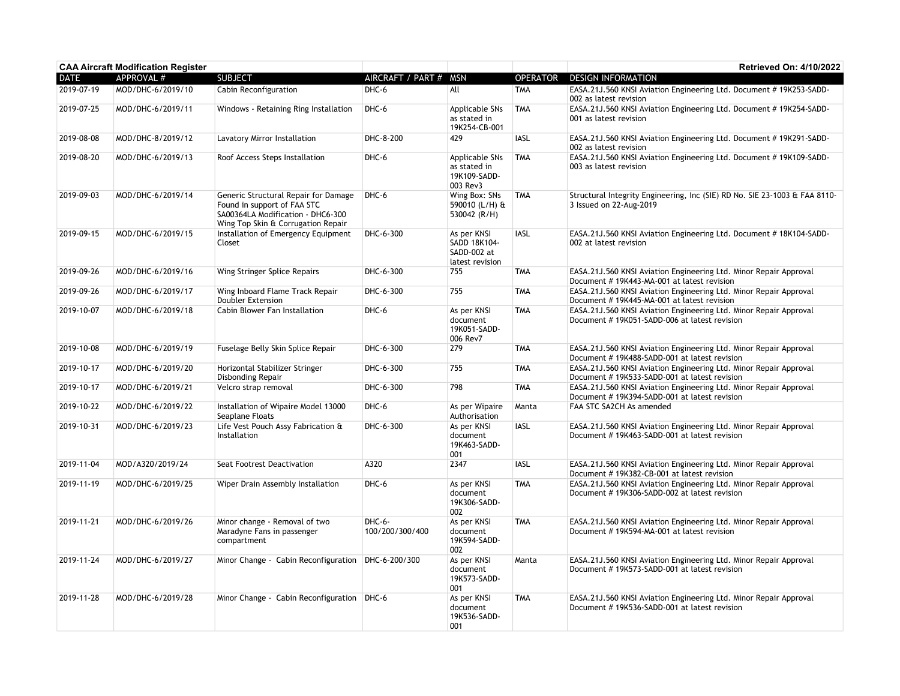**CAA Aircraft Modification Register** **Retrieved On: 4/10/2022**

| DATE | APPROVAL # | SUBJECT | AIRCRAFT / PART # | MSN | OPERATOR | DESIGN INFORMATION |
|---|---|---|---|---|---|---|
| 2019-07-19 | MOD/DHC-6/2019/10 | Cabin Reconfiguration | DHC-6 | All | TMA | EASA.21J.560 KNSI Aviation Engineering Ltd. Document # 19K253-SADD-002 as latest revision |
| 2019-07-25 | MOD/DHC-6/2019/11 | Windows - Retaining Ring Installation | DHC-6 | Applicable SNs as stated in 19K254-CB-001 | TMA | EASA.21J.560 KNSI Aviation Engineering Ltd. Document # 19K254-SADD-001 as latest revision |
| 2019-08-08 | MOD/DHC-8/2019/12 | Lavatory Mirror Installation | DHC-8-200 | 429 | IASL | EASA.21J.560 KNSI Aviation Engineering Ltd. Document # 19K291-SADD-002 as latest revision |
| 2019-08-20 | MOD/DHC-6/2019/13 | Roof Access Steps Installation | DHC-6 | Applicable SNs as stated in 19K109-SADD-003 Rev3 | TMA | EASA.21J.560 KNSI Aviation Engineering Ltd. Document # 19K109-SADD-003 as latest revision |
| 2019-09-03 | MOD/DHC-6/2019/14 | Generic Structural Repair for Damage Found in support of FAA STC SA00364LA Modification - DHC6-300 Wing Top Skin & Corrugation Repair | DHC-6 | Wing Box: SNs 590010 (L/H) & 530042 (R/H) | TMA | Structural Integrity Engineering, Inc (SIE) RD No. SIE 23-1003 & FAA 8110-3 Issued on 22-Aug-2019 |
| 2019-09-15 | MOD/DHC-6/2019/15 | Installation of Emergency Equipment Closet | DHC-6-300 | As per KNSI SADD 18K104-SADD-002 at latest revision | IASL | EASA.21J.560 KNSI Aviation Engineering Ltd. Document # 18K104-SADD-002 at latest revision |
| 2019-09-26 | MOD/DHC-6/2019/16 | Wing Stringer Splice Repairs | DHC-6-300 | 755 | TMA | EASA.21J.560 KNSI Aviation Engineering Ltd. Minor Repair Approval Document # 19K443-MA-001 at latest revision |
| 2019-09-26 | MOD/DHC-6/2019/17 | Wing Inboard Flame Track Repair Doubler Extension | DHC-6-300 | 755 | TMA | EASA.21J.560 KNSI Aviation Engineering Ltd. Minor Repair Approval Document # 19K445-MA-001 at latest revision |
| 2019-10-07 | MOD/DHC-6/2019/18 | Cabin Blower Fan Installation | DHC-6 | As per KNSI document 19K051-SADD-006 Rev7 | TMA | EASA.21J.560 KNSI Aviation Engineering Ltd. Minor Repair Approval Document # 19K051-SADD-006 at latest revision |
| 2019-10-08 | MOD/DHC-6/2019/19 | Fuselage Belly Skin Splice Repair | DHC-6-300 | 279 | TMA | EASA.21J.560 KNSI Aviation Engineering Ltd. Minor Repair Approval Document # 19K488-SADD-001 at latest revision |
| 2019-10-17 | MOD/DHC-6/2019/20 | Horizontal Stabilizer Stringer Disbonding Repair | DHC-6-300 | 755 | TMA | EASA.21J.560 KNSI Aviation Engineering Ltd. Minor Repair Approval Document # 19K533-SADD-001 at latest revision |
| 2019-10-17 | MOD/DHC-6/2019/21 | Velcro strap removal | DHC-6-300 | 798 | TMA | EASA.21J.560 KNSI Aviation Engineering Ltd. Minor Repair Approval Document # 19K394-SADD-001 at latest revision |
| 2019-10-22 | MOD/DHC-6/2019/22 | Installation of Wipaire Model 13000 Seaplane Floats | DHC-6 | As per Wipaire Authorisation | Manta | FAA STC SA2CH As amended |
| 2019-10-31 | MOD/DHC-6/2019/23 | Life Vest Pouch Assy Fabrication & Installation | DHC-6-300 | As per KNSI document 19K463-SADD-001 | IASL | EASA.21J.560 KNSI Aviation Engineering Ltd. Minor Repair Approval Document # 19K463-SADD-001 at latest revision |
| 2019-11-04 | MOD/A320/2019/24 | Seat Footrest Deactivation | A320 | 2347 | IASL | EASA.21J.560 KNSI Aviation Engineering Ltd. Minor Repair Approval Document # 19K382-CB-001 at latest revision |
| 2019-11-19 | MOD/DHC-6/2019/25 | Wiper Drain Assembly Installation | DHC-6 | As per KNSI document 19K306-SADD-002 | TMA | EASA.21J.560 KNSI Aviation Engineering Ltd. Minor Repair Approval Document # 19K306-SADD-002 at latest revision |
| 2019-11-21 | MOD/DHC-6/2019/26 | Minor change - Removal of two Maradyne Fans in passenger compartment | DHC-6-100/200/300/400 | As per KNSI document 19K594-SADD-002 | TMA | EASA.21J.560 KNSI Aviation Engineering Ltd. Minor Repair Approval Document # 19K594-MA-001 at latest revision |
| 2019-11-24 | MOD/DHC-6/2019/27 | Minor Change - Cabin Reconfiguration | DHC-6-200/300 | As per KNSI document 19K573-SADD-001 | Manta | EASA.21J.560 KNSI Aviation Engineering Ltd. Minor Repair Approval Document # 19K573-SADD-001 at latest revision |
| 2019-11-28 | MOD/DHC-6/2019/28 | Minor Change - Cabin Reconfiguration | DHC-6 | As per KNSI document 19K536-SADD-001 | TMA | EASA.21J.560 KNSI Aviation Engineering Ltd. Minor Repair Approval Document # 19K536-SADD-001 at latest revision |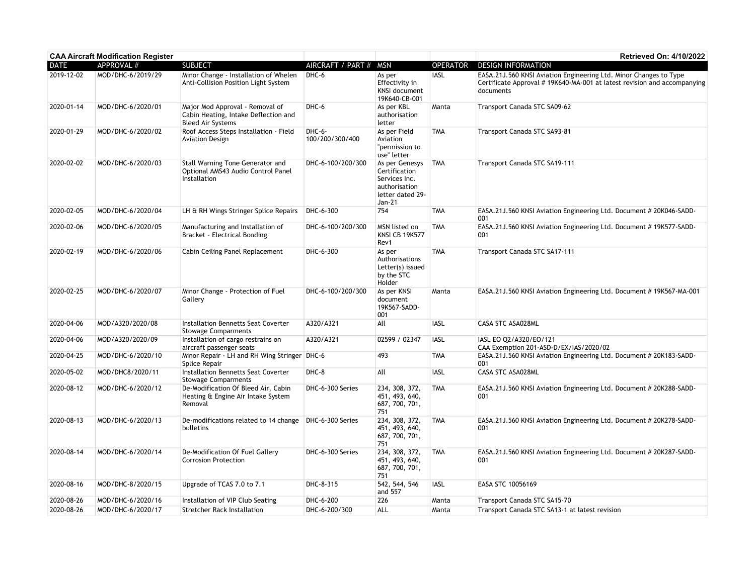| **CAA Aircraft Modification Register** | | | | | | **Retrieved On: 4/10/2022** |
|---|---|---|---|---|---|---|
| DATE | APPROVAL # | SUBJECT | AIRCRAFT / PART # | MSN | OPERATOR | DESIGN INFORMATION |
| 2019-12-02 | MOD/DHC-6/2019/29 | Minor Change - Installation of Whelen Anti-Collision Position Light System | DHC-6 | As per Effectivity in KNSI document 19K640-CB-001 | IASL | EASA.21J.560 KNSI Aviation Engineering Ltd. Minor Changes to Type Certificate Approval # 19K640-MA-001 at latest revision and accompanying documents |
| 2020-01-14 | MOD/DHC-6/2020/01 | Major Mod Approval - Removal of Cabin Heating, Intake Deflection and Bleed Air Systems | DHC-6 | As per KBL authorisation letter | Manta | Transport Canada STC SA09-62 |
| 2020-01-29 | MOD/DHC-6/2020/02 | Roof Access Steps Installation - Field Aviation Design | DHC-6-100/200/300/400 | As per Field Aviation "permission to use" letter | TMA | Transport Canada STC SA93-81 |
| 2020-02-02 | MOD/DHC-6/2020/03 | Stall Warning Tone Generator and Optional AMS43 Audio Control Panel Installation | DHC-6-100/200/300 | As per Genesys Certification Services Inc. authorisation letter dated 29-Jan-21 | TMA | Transport Canada STC SA19-111 |
| 2020-02-05 | MOD/DHC-6/2020/04 | LH & RH Wings Stringer Splice Repairs | DHC-6-300 | 754 | TMA | EASA.21J.560 KNSI Aviation Engineering Ltd. Document # 20K046-SADD-001 |
| 2020-02-06 | MOD/DHC-6/2020/05 | Manufacturing and Installation of Bracket - Electrical Bonding | DHC-6-100/200/300 | MSN listed on KNSI CB 19K577 Rev1 | TMA | EASA.21J.560 KNSI Aviation Engineering Ltd. Document # 19K577-SADD-001 |
| 2020-02-19 | MOD/DHC-6/2020/06 | Cabin Ceiling Panel Replacement | DHC-6-300 | As per Authorisations Letter(s) issued by the STC Holder | TMA | Transport Canada STC SA17-111 |
| 2020-02-25 | MOD/DHC-6/2020/07 | Minor Change - Protection of Fuel Gallery | DHC-6-100/200/300 | As per KNSI document 19K567-SADD-001 | Manta | EASA.21J.560 KNSI Aviation Engineering Ltd. Document # 19K567-MA-001 |
| 2020-04-06 | MOD/A320/2020/08 | Installation Bennetts Seat Coverter Stowage Comparments | A320/A321 | All | IASL | CASA STC ASA028ML |
| 2020-04-06 | MOD/A320/2020/09 | Installation of cargo restrains on aircraft passenger seats | A320/A321 | 02599 / 02347 | IASL | IASL EO Q2/A320/EO/121 CAA Exemption 201-ASD-D/EX/IAS/2020/02 |
| 2020-04-25 | MOD/DHC-6/2020/10 | Minor Repair - LH and RH Wing Stringer Splice Repair | DHC-6 | 493 | TMA | EASA.21J.560 KNSI Aviation Engineering Ltd. Document # 20K183-SADD-001 |
| 2020-05-02 | MOD/DHC8/2020/11 | Installation Bennetts Seat Coverter Stowage Comparments | DHC-8 | All | IASL | CASA STC ASA028ML |
| 2020-08-12 | MOD/DHC-6/2020/12 | De-Modification Of Bleed Air, Cabin Heating & Engine Air Intake System Removal | DHC-6-300 Series | 234, 308, 372, 451, 493, 640, 687, 700, 701, 751 | TMA | EASA.21J.560 KNSI Aviation Engineering Ltd. Document # 20K288-SADD-001 |
| 2020-08-13 | MOD/DHC-6/2020/13 | De-modifications related to 14 change bulletins | DHC-6-300 Series | 234, 308, 372, 451, 493, 640, 687, 700, 701, 751 | TMA | EASA.21J.560 KNSI Aviation Engineering Ltd. Document # 20K278-SADD-001 |
| 2020-08-14 | MOD/DHC-6/2020/14 | De-Modification Of Fuel Gallery Corrosion Protection | DHC-6-300 Series | 234, 308, 372, 451, 493, 640, 687, 700, 701, 751 | TMA | EASA.21J.560 KNSI Aviation Engineering Ltd. Document # 20K287-SADD-001 |
| 2020-08-16 | MOD/DHC-8/2020/15 | Upgrade of TCAS 7.0 to 7.1 | DHC-8-315 | 542, 544, 546 and 557 | IASL | EASA STC 10056169 |
| 2020-08-26 | MOD/DHC-6/2020/16 | Installation of VIP Club Seating | DHC-6-200 | 226 | Manta | Transport Canada STC SA15-70 |
| 2020-08-26 | MOD/DHC-6/2020/17 | Stretcher Rack Installation | DHC-6-200/300 | ALL | Manta | Transport Canada STC SA13-1 at latest revision |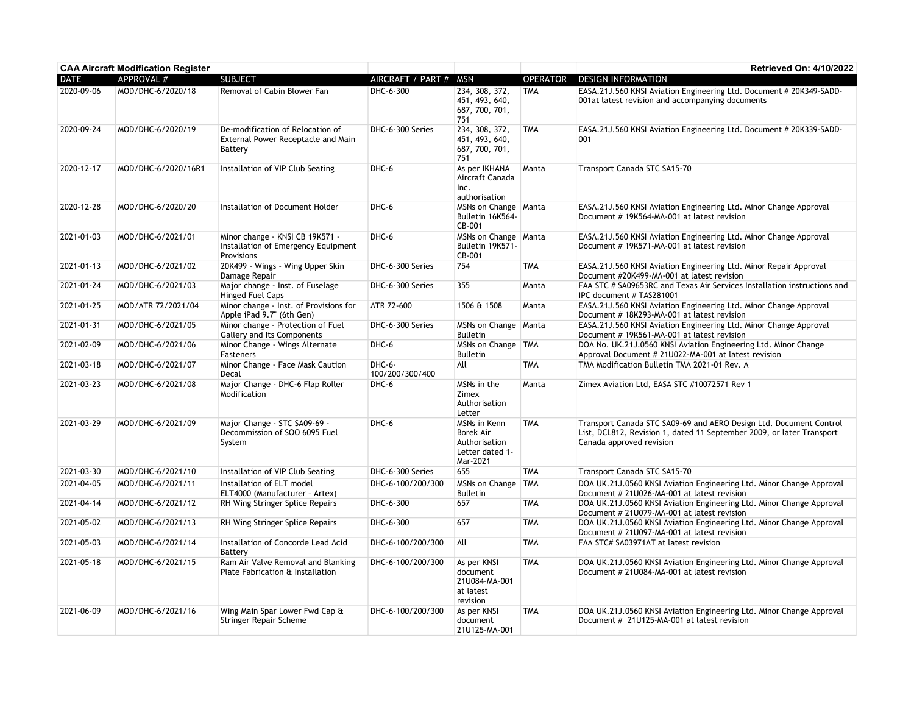| CAA Aircraft Modification Register | | | | | | Retrieved On: 4/10/2022 |
|---|---|---|---|---|---|---|
| DATE | APPROVAL # | SUBJECT | AIRCRAFT / PART # | MSN | OPERATOR | DESIGN INFORMATION |
| 2020-09-06 | MOD/DHC-6/2020/18 | Removal of Cabin Blower Fan | DHC-6-300 | 234, 308, 372, 451, 493, 640, 687, 700, 701, 751 | TMA | EASA.21J.560 KNSI Aviation Engineering Ltd. Document # 20K349-SADD-001at latest revision and accompanying documents |
| 2020-09-24 | MOD/DHC-6/2020/19 | De-modification of Relocation of External Power Receptacle and Main Battery | DHC-6-300 Series | 234, 308, 372, 451, 493, 640, 687, 700, 701, 751 | TMA | EASA.21J.560 KNSI Aviation Engineering Ltd. Document # 20K339-SADD-001 |
| 2020-12-17 | MOD/DHC-6/2020/16R1 | Installation of VIP Club Seating | DHC-6 | As per IKHANA Aircraft Canada Inc. authorisation | Manta | Transport Canada STC SA15-70 |
| 2020-12-28 | MOD/DHC-6/2020/20 | Installation of Document Holder | DHC-6 | MSNs on Change Bulletin 16K564-CB-001 | Manta | EASA.21J.560 KNSI Aviation Engineering Ltd. Minor Change Approval Document # 19K564-MA-001 at latest revision |
| 2021-01-03 | MOD/DHC-6/2021/01 | Minor change - KNSI CB 19K571 - Installation of Emergency Equipment Provisions | DHC-6 | MSNs on Change Bulletin 19K571-CB-001 | Manta | EASA.21J.560 KNSI Aviation Engineering Ltd. Minor Change Approval Document # 19K571-MA-001 at latest revision |
| 2021-01-13 | MOD/DHC-6/2021/02 | 20K499 - Wings - Wing Upper Skin Damage Repair | DHC-6-300 Series | 754 | TMA | EASA.21J.560 KNSI Aviation Engineering Ltd. Minor Repair Approval Document #20K499-MA-001 at latest revision |
| 2021-01-24 | MOD/DHC-6/2021/03 | Major change - Inst. of Fuselage Hinged Fuel Caps | DHC-6-300 Series | 355 | Manta | FAA STC # SA09653RC and Texas Air Services Installation instructions and IPC document # TAS281001 |
| 2021-01-25 | MOD/ATR 72/2021/04 | Minor change - Inst. of Provisions for Apple iPad 9.7" (6th Gen) | ATR 72-600 | 1506 & 1508 | Manta | EASA.21J.560 KNSI Aviation Engineering Ltd. Minor Change Approval Document # 18K293-MA-001 at latest revision |
| 2021-01-31 | MOD/DHC-6/2021/05 | Minor change - Protection of Fuel Gallery and Its Components | DHC-6-300 Series | MSNs on Change Bulletin | Manta | EASA.21J.560 KNSI Aviation Engineering Ltd. Minor Change Approval Document # 19K561-MA-001 at latest revision |
| 2021-02-09 | MOD/DHC-6/2021/06 | Minor Change - Wings Alternate Fasteners | DHC-6 | MSNs on Change Bulletin | TMA | DOA No. UK.21J.0560 KNSI Aviation Engineering Ltd. Minor Change Approval Document # 21U022-MA-001 at latest revision |
| 2021-03-18 | MOD/DHC-6/2021/07 | Minor Change - Face Mask Caution Decal | DHC-6-100/200/300/400 | All | TMA | TMA Modification Bulletin TMA 2021-01 Rev. A |
| 2021-03-23 | MOD/DHC-6/2021/08 | Major Change - DHC-6 Flap Roller Modification | DHC-6 | MSNs in the Zimex Authorisation Letter | Manta | Zimex Aviation Ltd, EASA STC #10072571 Rev 1 |
| 2021-03-29 | MOD/DHC-6/2021/09 | Major Change - STC SA09-69 - Decommission of SOO 6095 Fuel System | DHC-6 | MSNs in Kenn Borek Air Authorisation Letter dated 1-Mar-2021 | TMA | Transport Canada STC SA09-69 and AERO Design Ltd. Document Control List, DCL812, Revision 1, dated 11 September 2009, or later Transport Canada approved revision |
| 2021-03-30 | MOD/DHC-6/2021/10 | Installation of VIP Club Seating | DHC-6-300 Series | 655 | TMA | Transport Canada STC SA15-70 |
| 2021-04-05 | MOD/DHC-6/2021/11 | Installation of ELT model ELT4000 (Manufacturer - Artex) | DHC-6-100/200/300 | MSNs on Change Bulletin | TMA | DOA UK.21J.0560 KNSI Aviation Engineering Ltd. Minor Change Approval Document # 21U026-MA-001 at latest revision |
| 2021-04-14 | MOD/DHC-6/2021/12 | RH Wing Stringer Splice Repairs | DHC-6-300 | 657 | TMA | DOA UK.21J.0560 KNSI Aviation Engineering Ltd. Minor Change Approval Document # 21U079-MA-001 at latest revision |
| 2021-05-02 | MOD/DHC-6/2021/13 | RH Wing Stringer Splice Repairs | DHC-6-300 | 657 | TMA | DOA UK.21J.0560 KNSI Aviation Engineering Ltd. Minor Change Approval Document # 21U097-MA-001 at latest revision |
| 2021-05-03 | MOD/DHC-6/2021/14 | Installation of Concorde Lead Acid Battery | DHC-6-100/200/300 | All | TMA | FAA STC# SA03971AT at latest revision |
| 2021-05-18 | MOD/DHC-6/2021/15 | Ram Air Valve Removal and Blanking Plate Fabrication & Installation | DHC-6-100/200/300 | As per KNSI document 21U084-MA-001 at latest revision | TMA | DOA UK.21J.0560 KNSI Aviation Engineering Ltd. Minor Change Approval Document # 21U084-MA-001 at latest revision |
| 2021-06-09 | MOD/DHC-6/2021/16 | Wing Main Spar Lower Fwd Cap & Stringer Repair Scheme | DHC-6-100/200/300 | As per KNSI document 21U125-MA-001 | TMA | DOA UK.21J.0560 KNSI Aviation Engineering Ltd. Minor Change Approval Document # 21U125-MA-001 at latest revision |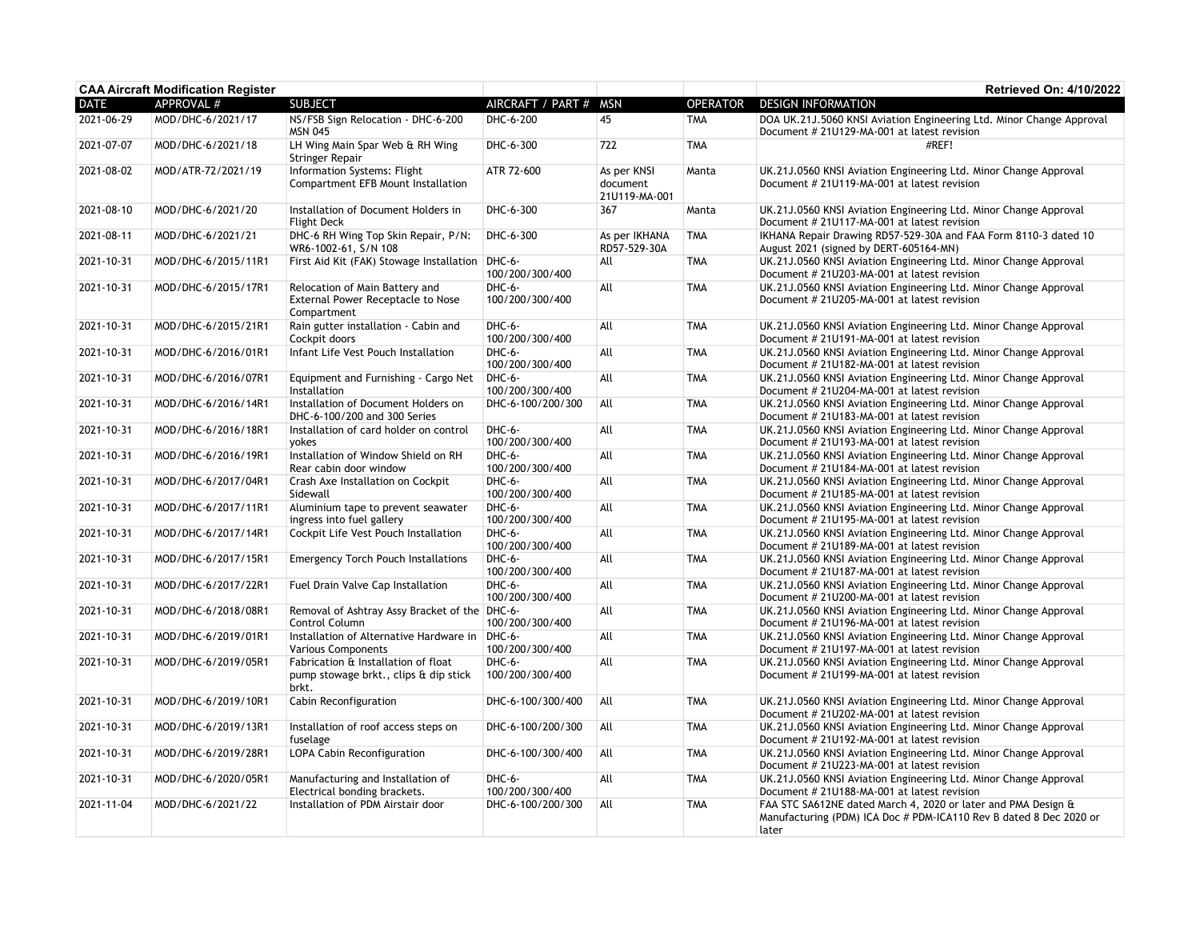| **CAA Aircraft Modification Register** | | | | | | **Retrieved On: 4/10/2022** |
|---|---|---|---|---|---|---|
| DATE | APPROVAL # | SUBJECT | AIRCRAFT / PART # | MSN | OPERATOR | DESIGN INFORMATION |
| 2021-06-29 | MOD/DHC-6/2021/17 | NS/FSB Sign Relocation - DHC-6-200 MSN 045 | DHC-6-200 | 45 | TMA | DOA UK.21J.5060 KNSI Aviation Engineering Ltd. Minor Change Approval Document # 21U129-MA-001 at latest revision |
| 2021-07-07 | MOD/DHC-6/2021/18 | LH Wing Main Spar Web & RH Wing Stringer Repair | DHC-6-300 | 722 | TMA | #REF! |
| 2021-08-02 | MOD/ATR-72/2021/19 | Information Systems: Flight Compartment EFB Mount Installation | ATR 72-600 | As per KNSI document 21U119-MA-001 | Manta | UK.21J.0560 KNSI Aviation Engineering Ltd. Minor Change Approval Document # 21U119-MA-001 at latest revision |
| 2021-08-10 | MOD/DHC-6/2021/20 | Installation of Document Holders in Flight Deck | DHC-6-300 | 367 | Manta | UK.21J.0560 KNSI Aviation Engineering Ltd. Minor Change Approval Document # 21U117-MA-001 at latest revision |
| 2021-08-11 | MOD/DHC-6/2021/21 | DHC-6 RH Wing Top Skin Repair, P/N: WR6-1002-61, S/N 108 | DHC-6-300 | As per IKHANA RD57-529-30A | TMA | IKHANA Repair Drawing RD57-529-30A and FAA Form 8110-3 dated 10 August 2021 (signed by DERT-605164-MN) |
| 2021-10-31 | MOD/DHC-6/2015/11R1 | First Aid Kit (FAK) Stowage Installation | DHC-6-100/200/300/400 | All | TMA | UK.21J.0560 KNSI Aviation Engineering Ltd. Minor Change Approval Document # 21U203-MA-001 at latest revision |
| 2021-10-31 | MOD/DHC-6/2015/17R1 | Relocation of Main Battery and External Power Receptacle to Nose Compartment | DHC-6-100/200/300/400 | All | TMA | UK.21J.0560 KNSI Aviation Engineering Ltd. Minor Change Approval Document # 21U205-MA-001 at latest revision |
| 2021-10-31 | MOD/DHC-6/2015/21R1 | Rain gutter installation - Cabin and Cockpit doors | DHC-6-100/200/300/400 | All | TMA | UK.21J.0560 KNSI Aviation Engineering Ltd. Minor Change Approval Document # 21U191-MA-001 at latest revision |
| 2021-10-31 | MOD/DHC-6/2016/01R1 | Infant Life Vest Pouch Installation | DHC-6-100/200/300/400 | All | TMA | UK.21J.0560 KNSI Aviation Engineering Ltd. Minor Change Approval Document # 21U182-MA-001 at latest revision |
| 2021-10-31 | MOD/DHC-6/2016/07R1 | Equipment and Furnishing - Cargo Net Installation | DHC-6-100/200/300/400 | All | TMA | UK.21J.0560 KNSI Aviation Engineering Ltd. Minor Change Approval Document # 21U204-MA-001 at latest revision |
| 2021-10-31 | MOD/DHC-6/2016/14R1 | Installation of Document Holders on DHC-6-100/200 and 300 Series | DHC-6-100/200/300 | All | TMA | UK.21J.0560 KNSI Aviation Engineering Ltd. Minor Change Approval Document # 21U183-MA-001 at latest revision |
| 2021-10-31 | MOD/DHC-6/2016/18R1 | Installation of card holder on control yokes | DHC-6-100/200/300/400 | All | TMA | UK.21J.0560 KNSI Aviation Engineering Ltd. Minor Change Approval Document # 21U193-MA-001 at latest revision |
| 2021-10-31 | MOD/DHC-6/2016/19R1 | Installation of Window Shield on RH Rear cabin door window | DHC-6-100/200/300/400 | All | TMA | UK.21J.0560 KNSI Aviation Engineering Ltd. Minor Change Approval Document # 21U184-MA-001 at latest revision |
| 2021-10-31 | MOD/DHC-6/2017/04R1 | Crash Axe Installation on Cockpit Sidewall | DHC-6-100/200/300/400 | All | TMA | UK.21J.0560 KNSI Aviation Engineering Ltd. Minor Change Approval Document # 21U185-MA-001 at latest revision |
| 2021-10-31 | MOD/DHC-6/2017/11R1 | Aluminium tape to prevent seawater ingress into fuel gallery | DHC-6-100/200/300/400 | All | TMA | UK.21J.0560 KNSI Aviation Engineering Ltd. Minor Change Approval Document # 21U195-MA-001 at latest revision |
| 2021-10-31 | MOD/DHC-6/2017/14R1 | Cockpit Life Vest Pouch Installation | DHC-6-100/200/300/400 | All | TMA | UK.21J.0560 KNSI Aviation Engineering Ltd. Minor Change Approval Document # 21U189-MA-001 at latest revision |
| 2021-10-31 | MOD/DHC-6/2017/15R1 | Emergency Torch Pouch Installations | DHC-6-100/200/300/400 | All | TMA | UK.21J.0560 KNSI Aviation Engineering Ltd. Minor Change Approval Document # 21U187-MA-001 at latest revision |
| 2021-10-31 | MOD/DHC-6/2017/22R1 | Fuel Drain Valve Cap Installation | DHC-6-100/200/300/400 | All | TMA | UK.21J.0560 KNSI Aviation Engineering Ltd. Minor Change Approval Document # 21U200-MA-001 at latest revision |
| 2021-10-31 | MOD/DHC-6/2018/08R1 | Removal of Ashtray Assy Bracket of the Control Column | DHC-6-100/200/300/400 | All | TMA | UK.21J.0560 KNSI Aviation Engineering Ltd. Minor Change Approval Document # 21U196-MA-001 at latest revision |
| 2021-10-31 | MOD/DHC-6/2019/01R1 | Installation of Alternative Hardware in Various Components | DHC-6-100/200/300/400 | All | TMA | UK.21J.0560 KNSI Aviation Engineering Ltd. Minor Change Approval Document # 21U197-MA-001 at latest revision |
| 2021-10-31 | MOD/DHC-6/2019/05R1 | Fabrication & Installation of float pump stowage brkt., clips & dip stick brkt. | DHC-6-100/200/300/400 | All | TMA | UK.21J.0560 KNSI Aviation Engineering Ltd. Minor Change Approval Document # 21U199-MA-001 at latest revision |
| 2021-10-31 | MOD/DHC-6/2019/10R1 | Cabin Reconfiguration | DHC-6-100/300/400 | All | TMA | UK.21J.0560 KNSI Aviation Engineering Ltd. Minor Change Approval Document # 21U202-MA-001 at latest revision |
| 2021-10-31 | MOD/DHC-6/2019/13R1 | Installation of roof access steps on fuselage | DHC-6-100/200/300 | All | TMA | UK.21J.0560 KNSI Aviation Engineering Ltd. Minor Change Approval Document # 21U192-MA-001 at latest revision |
| 2021-10-31 | MOD/DHC-6/2019/28R1 | LOPA Cabin Reconfiguration | DHC-6-100/300/400 | All | TMA | UK.21J.0560 KNSI Aviation Engineering Ltd. Minor Change Approval Document # 21U223-MA-001 at latest revision |
| 2021-10-31 | MOD/DHC-6/2020/05R1 | Manufacturing and Installation of Electrical bonding brackets. | DHC-6-100/200/300/400 | All | TMA | UK.21J.0560 KNSI Aviation Engineering Ltd. Minor Change Approval Document # 21U188-MA-001 at latest revision |
| 2021-11-04 | MOD/DHC-6/2021/22 | Installation of PDM Airstair door | DHC-6-100/200/300 | All | TMA | FAA STC SA612NE dated March 4, 2020 or later and PMA Design & Manufacturing (PDM) ICA Doc # PDM-ICA110 Rev B dated 8 Dec 2020 or later |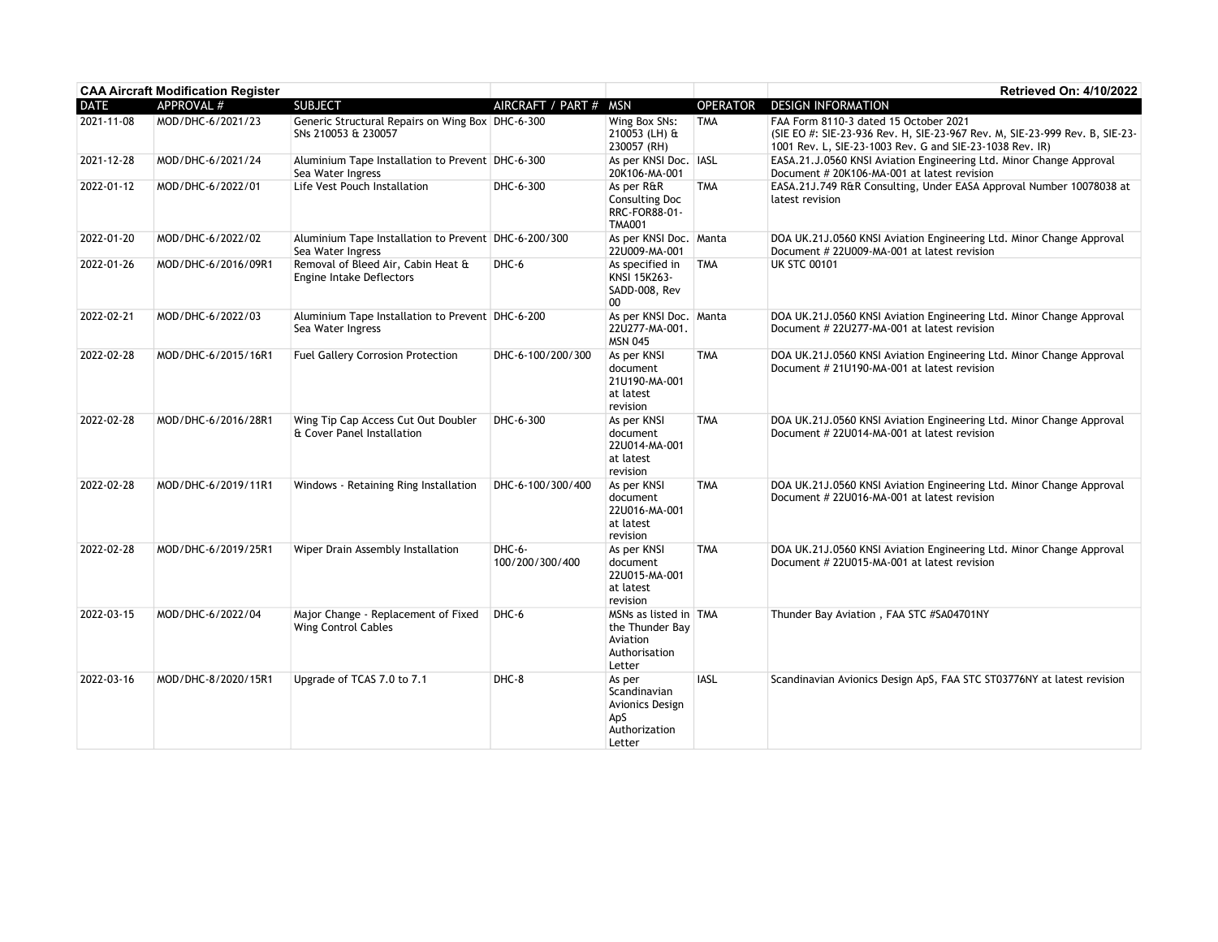**CAA Aircraft Modification Register** | **Retrieved On: 4/10/2022**

| DATE | APPROVAL # | SUBJECT | AIRCRAFT / PART # | MSN | OPERATOR | DESIGN INFORMATION |
|---|---|---|---|---|---|---|
| 2021-11-08 | MOD/DHC-6/2021/23 | Generic Structural Repairs on Wing Box SNs 210053 & 230057 | DHC-6-300 | Wing Box SNs: 210053 (LH) & 230057 (RH) | TMA | FAA Form 8110-3 dated 15 October 2021 (SIE EO #: SIE-23-936 Rev. H, SIE-23-967 Rev. M, SIE-23-999 Rev. B, SIE-23-1001 Rev. L, SIE-23-1003 Rev. G and SIE-23-1038 Rev. IR) |
| 2021-12-28 | MOD/DHC-6/2021/24 | Aluminium Tape Installation to Prevent Sea Water Ingress | DHC-6-300 | As per KNSI Doc. 20K106-MA-001 | IASL | EASA.21.J.0560 KNSI Aviation Engineering Ltd. Minor Change Approval Document # 20K106-MA-001 at latest revision |
| 2022-01-12 | MOD/DHC-6/2022/01 | Life Vest Pouch Installation | DHC-6-300 | As per R&R Consulting Doc RRC-FOR88-01-TMA001 | TMA | EASA.21J.749 R&R Consulting, Under EASA Approval Number 10078038 at latest revision |
| 2022-01-20 | MOD/DHC-6/2022/02 | Aluminium Tape Installation to Prevent Sea Water Ingress | DHC-6-200/300 | As per KNSI Doc. 22U009-MA-001 | Manta | DOA UK.21J.0560 KNSI Aviation Engineering Ltd. Minor Change Approval Document # 22U009-MA-001 at latest revision |
| 2022-01-26 | MOD/DHC-6/2016/09R1 | Removal of Bleed Air, Cabin Heat & Engine Intake Deflectors | DHC-6 | As specified in KNSI 15K263-SADD-008, Rev 00 | TMA | UK STC 00101 |
| 2022-02-21 | MOD/DHC-6/2022/03 | Aluminium Tape Installation to Prevent Sea Water Ingress | DHC-6-200 | As per KNSI Doc. 22U277-MA-001. MSN 045 | Manta | DOA UK.21J.0560 KNSI Aviation Engineering Ltd. Minor Change Approval Document # 22U277-MA-001 at latest revision |
| 2022-02-28 | MOD/DHC-6/2015/16R1 | Fuel Gallery Corrosion Protection | DHC-6-100/200/300 | As per KNSI document 21U190-MA-001 at latest revision | TMA | DOA UK.21J.0560 KNSI Aviation Engineering Ltd. Minor Change Approval Document # 21U190-MA-001 at latest revision |
| 2022-02-28 | MOD/DHC-6/2016/28R1 | Wing Tip Cap Access Cut Out Doubler & Cover Panel Installation | DHC-6-300 | As per KNSI document 22U014-MA-001 at latest revision | TMA | DOA UK.21J.0560 KNSI Aviation Engineering Ltd. Minor Change Approval Document # 22U014-MA-001 at latest revision |
| 2022-02-28 | MOD/DHC-6/2019/11R1 | Windows - Retaining Ring Installation | DHC-6-100/300/400 | As per KNSI document 22U016-MA-001 at latest revision | TMA | DOA UK.21J.0560 KNSI Aviation Engineering Ltd. Minor Change Approval Document # 22U016-MA-001 at latest revision |
| 2022-02-28 | MOD/DHC-6/2019/25R1 | Wiper Drain Assembly Installation | DHC-6-100/200/300/400 | As per KNSI document 22U015-MA-001 at latest revision | TMA | DOA UK.21J.0560 KNSI Aviation Engineering Ltd. Minor Change Approval Document # 22U015-MA-001 at latest revision |
| 2022-03-15 | MOD/DHC-6/2022/04 | Major Change - Replacement of Fixed Wing Control Cables | DHC-6 | MSNs as listed in the Thunder Bay Aviation Authorisation Letter | TMA | Thunder Bay Aviation , FAA STC #SA04701NY |
| 2022-03-16 | MOD/DHC-8/2020/15R1 | Upgrade of TCAS 7.0 to 7.1 | DHC-8 | As per Scandinavian Avionics Design ApS Authorization Letter | IASL | Scandinavian Avionics Design ApS, FAA STC ST03776NY at latest revision |